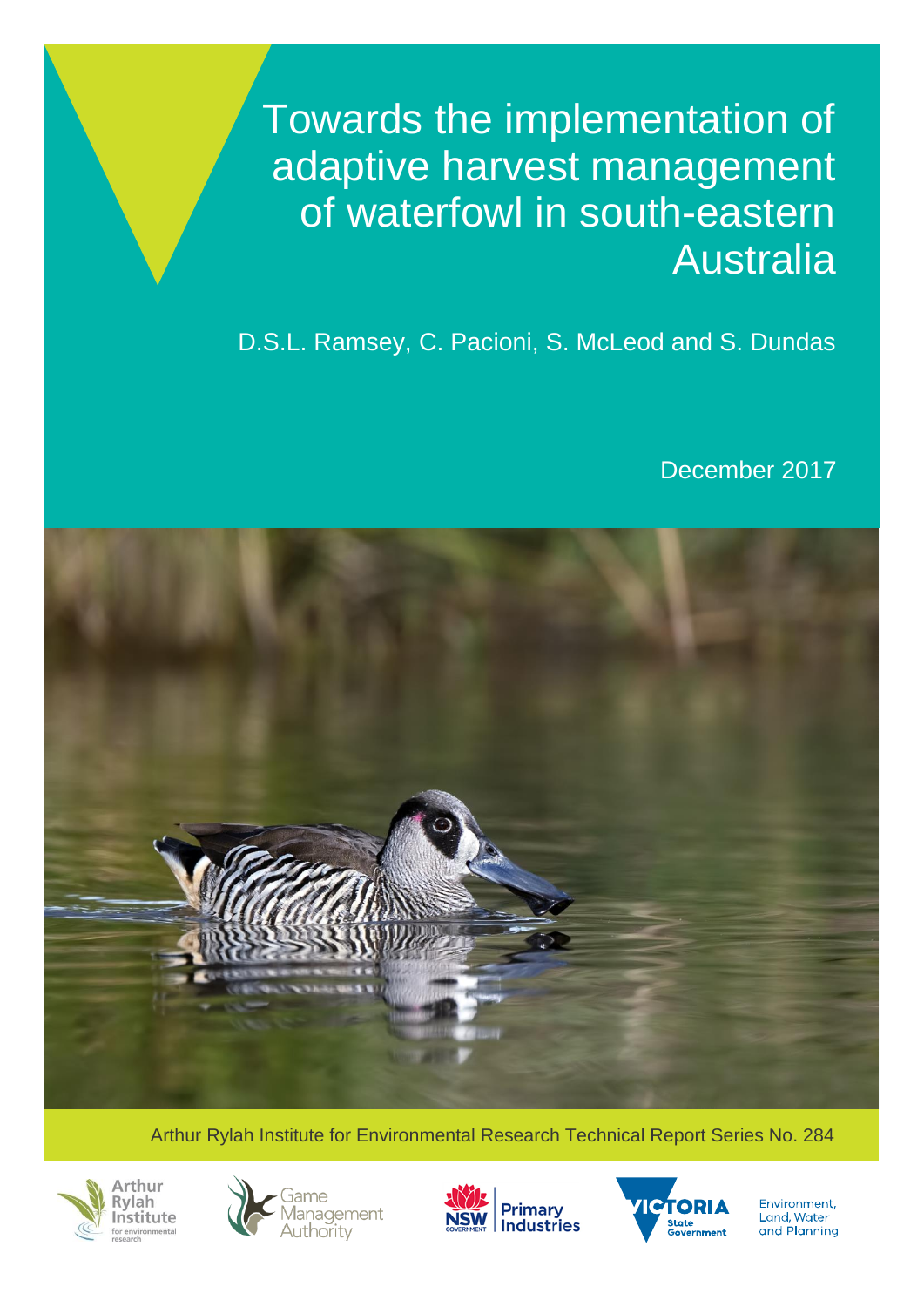# Towards the implementation of adaptive harvest management of waterfowl in south-eastern Australia

D.S.L. Ramsey, C. Pacioni, S. McLeod and S. Dundas

December 2017

Arthur Rylah Institute for Environmental Research Technical Report Series No. 284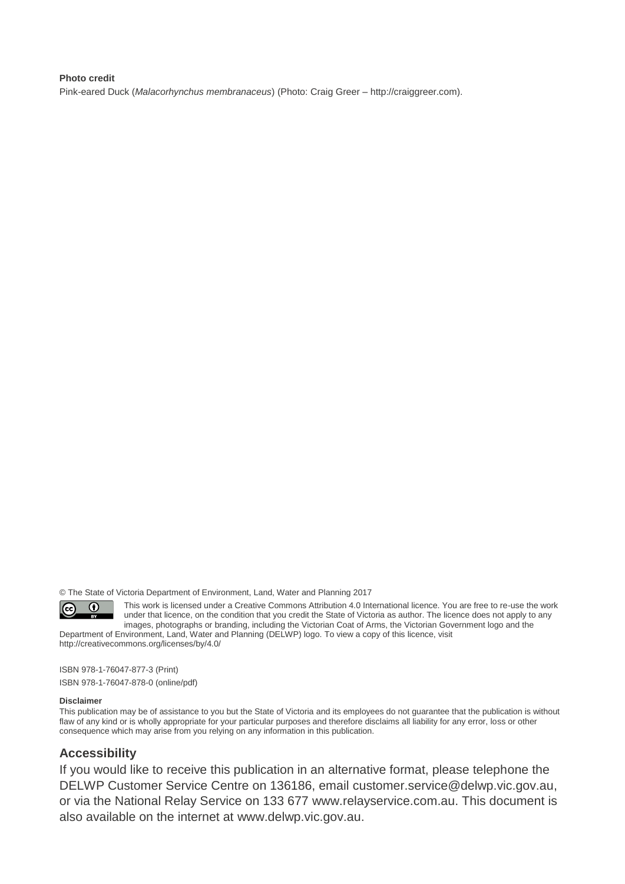**Photo credit**

Pink-eared Duck (*Malacorhynchus membranaceus*) (Photo: Craig Greer – http://craiggreer.com).

© The State of Victoria Department of Environment, Land, Water and Planning 2017

This work is licensed under a Creative Commons Attribution 4.0 International licence. You are free to re-use the work under that licence, on the condition that you credit the State of Victoria as author. The licence does not apply to any images, photographs or branding, including the Victorian Coat of Arms, the Victorian Government logo and the Department of Environment, Land, Water and Planning (DELWP) logo. To view a copy of this licence, visit http://creativecommons.org/licenses/by/4.0/

ISBN 978-1-76047-877-3 (Print)

ISBN 978-1-76047-878-0 (online/pdf)

**Disclaimer**

This publication may be of assistance to you but the State of Victoria and its employees do not guarantee that the publication is without flaw of any kind or is wholly appropriate for your particular purposes and therefore disclaims all liability for any error, loss or other consequence which may arise from you relying on any information in this publication.

## Accessibility

If you would like to receive this publication in an alternative format, please telephone the DELWP Customer Service Centre on 136186, email customer.service@delwp.vic.gov.au, or via the National Relay Service on 133 677 www.relayservice.com.au. This document is also available on the internet at www.delwp.vic.gov.au.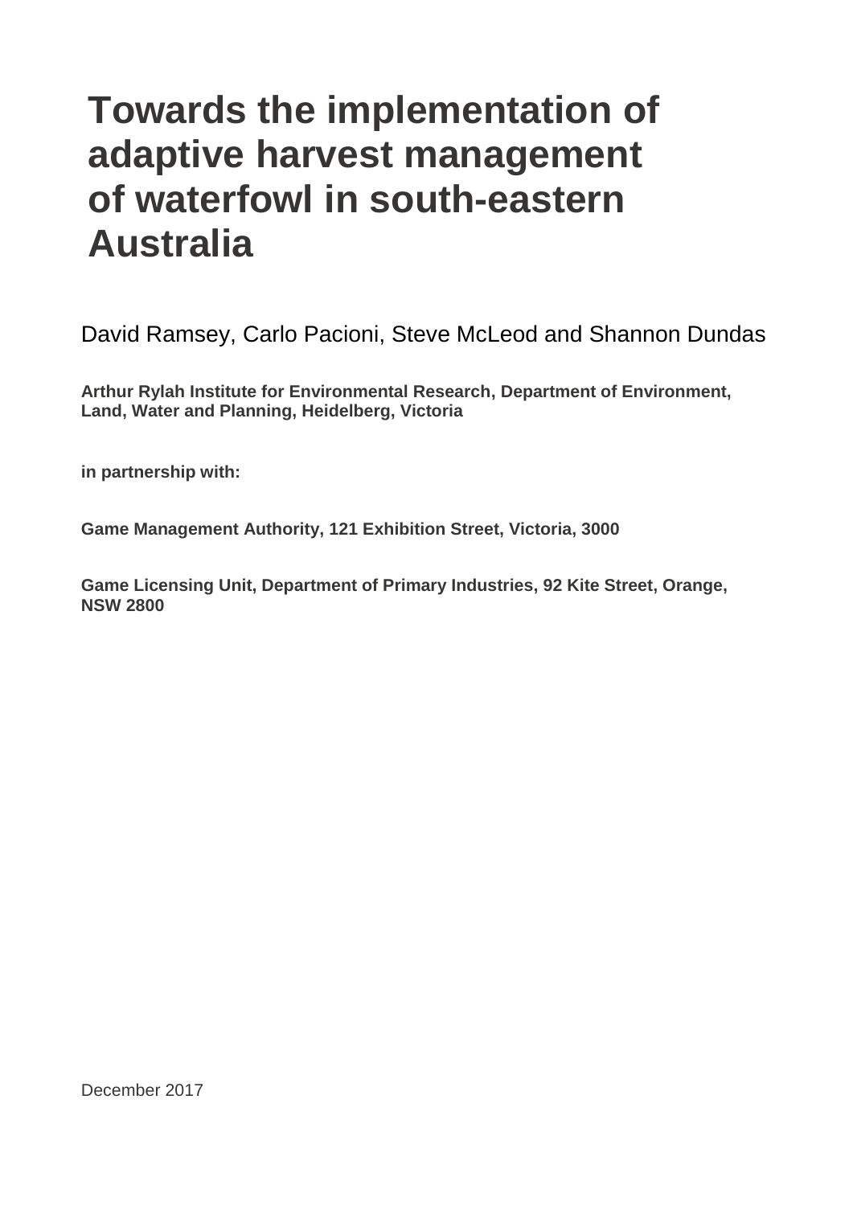# Towards the implementation of adaptive harvest management of waterfowl in south-eastern Australia

David Ramsey, Carlo Pacioni, Steve McLeod and Shannon Dundas

**Arthur Rylah Institute for Environmental Research, Department of Environment, Land, Water and Planning, Heidelberg, Victoria**

**in partnership with:**

**Game Management Authority, 121 Exhibition Street, Victoria, 3000**

**Game Licensing Unit, Department of Primary Industries, 92 Kite Street, Orange, NSW 2800**

December 2017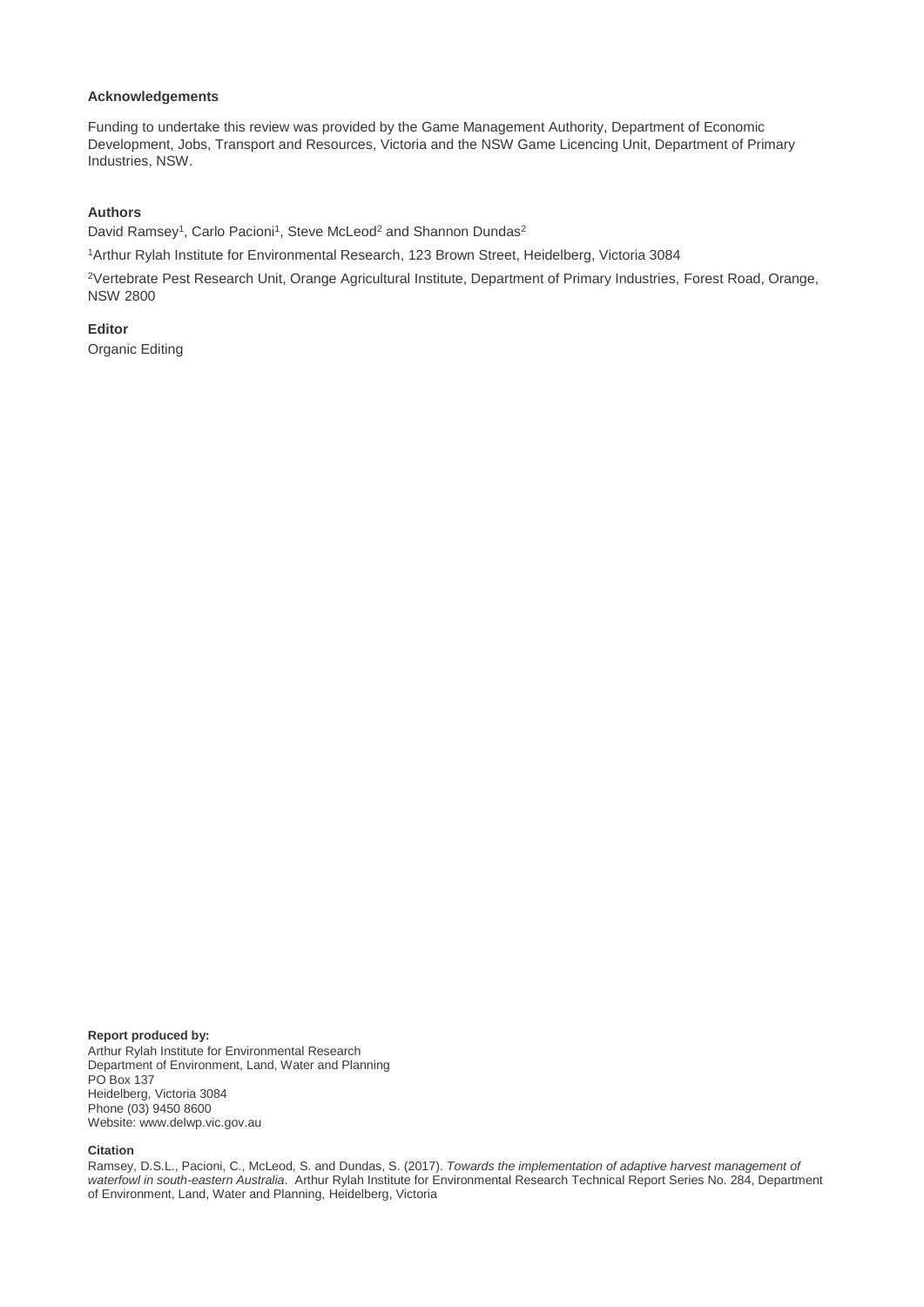**Acknowledgements**

Funding to undertake this review was provided by the Game Management Authority, Department of Economic Development, Jobs, Transport and Resources, Victoria and the NSW Game Licencing Unit, Department of Primary Industries, NSW.

**Authors**

David Ramsey[1], Carlo Pacioni[1], Steve McLeod[2] and Shannon Dundas[2]

[1]Arthur Rylah Institute for Environmental Research, 123 Brown Street, Heidelberg, Victoria 3084

[2]Vertebrate Pest Research Unit, Orange Agricultural Institute, Department of Primary Industries, Forest Road, Orange, NSW 2800

**Editor**

Organic Editing

**Report produced by:**
Arthur Rylah Institute for Environmental Research
Department of Environment, Land, Water and Planning
PO Box 137
Heidelberg, Victoria 3084
Phone (03) 9450 8600
Website: www.delwp.vic.gov.au

**Citation**

Ramsey, D.S.L., Pacioni, C., McLeod, S. and Dundas, S. (2017). *Towards the implementation of adaptive harvest management of waterfowl in south-eastern Australia*. Arthur Rylah Institute for Environmental Research Technical Report Series No. 284, Department of Environment, Land, Water and Planning, Heidelberg, Victoria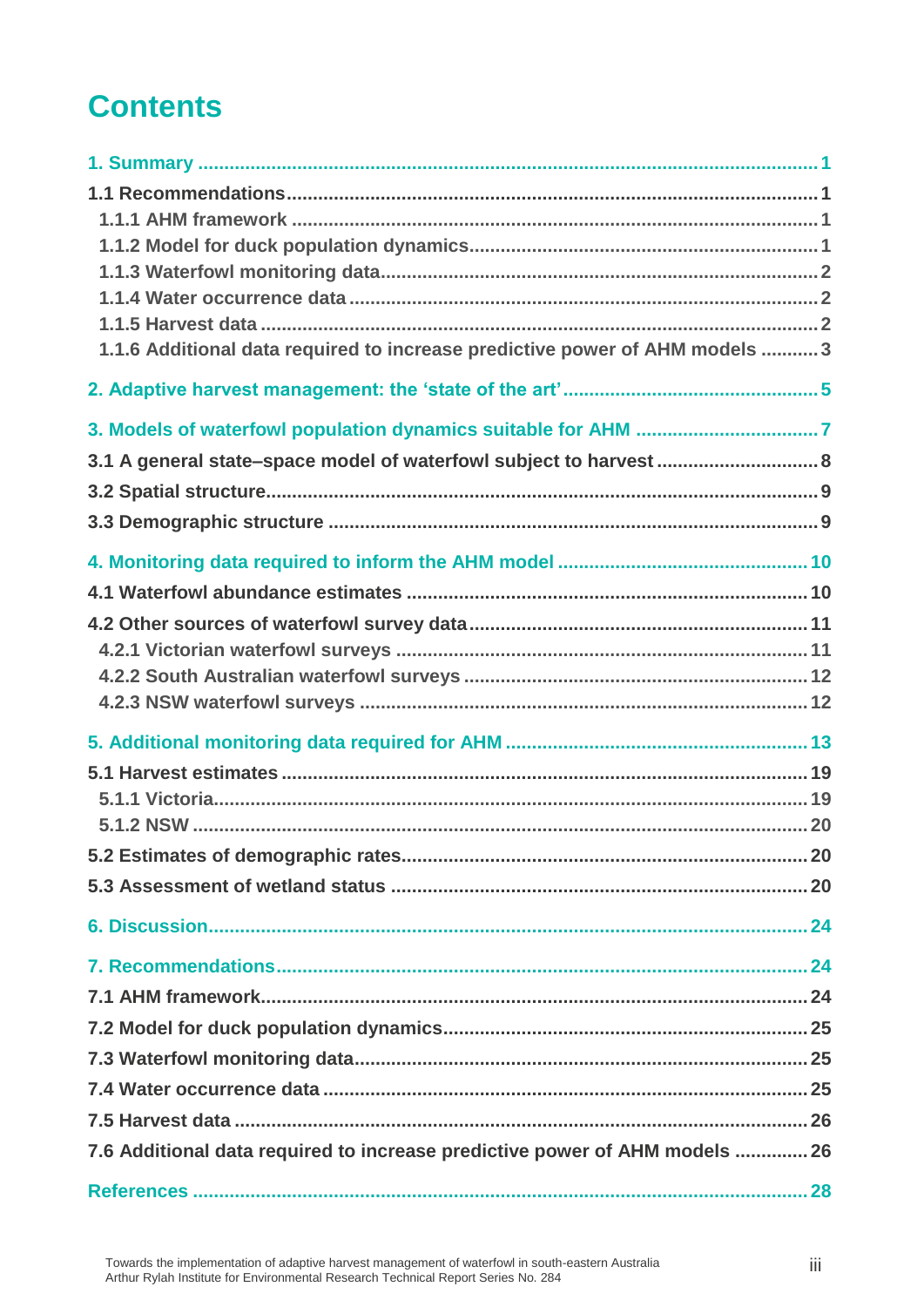# Contents

1. Summary ..... 1

1.1 Recommendations ..... 1

- 1.1.1 AHM framework ..... 1
- 1.1.2 Model for duck population dynamics ..... 1
- 1.1.3 Waterfowl monitoring data ..... 2
- 1.1.4 Water occurrence data ..... 2
- 1.1.5 Harvest data ..... 2
- 1.1.6 Additional data required to increase predictive power of AHM models ..... 3

2. Adaptive harvest management: the 'state of the art' ..... 5

3. Models of waterfowl population dynamics suitable for AHM ..... 7

3.1 A general state–space model of waterfowl subject to harvest ..... 8

3.2 Spatial structure ..... 9

3.3 Demographic structure ..... 9

4. Monitoring data required to inform the AHM model ..... 10

4.1 Waterfowl abundance estimates ..... 10

4.2 Other sources of waterfowl survey data ..... 11

- 4.2.1 Victorian waterfowl surveys ..... 11
- 4.2.2 South Australian waterfowl surveys ..... 12
- 4.2.3 NSW waterfowl surveys ..... 12

5. Additional monitoring data required for AHM ..... 13

5.1 Harvest estimates ..... 19

- 5.1.1 Victoria ..... 19
- 5.1.2 NSW ..... 20

5.2 Estimates of demographic rates ..... 20

5.3 Assessment of wetland status ..... 20

6. Discussion ..... 24

7. Recommendations ..... 24

7.1 AHM framework ..... 24

7.2 Model for duck population dynamics ..... 25

7.3 Waterfowl monitoring data ..... 25

7.4 Water occurrence data ..... 25

7.5 Harvest data ..... 26

7.6 Additional data required to increase predictive power of AHM models ..... 26

References ..... 28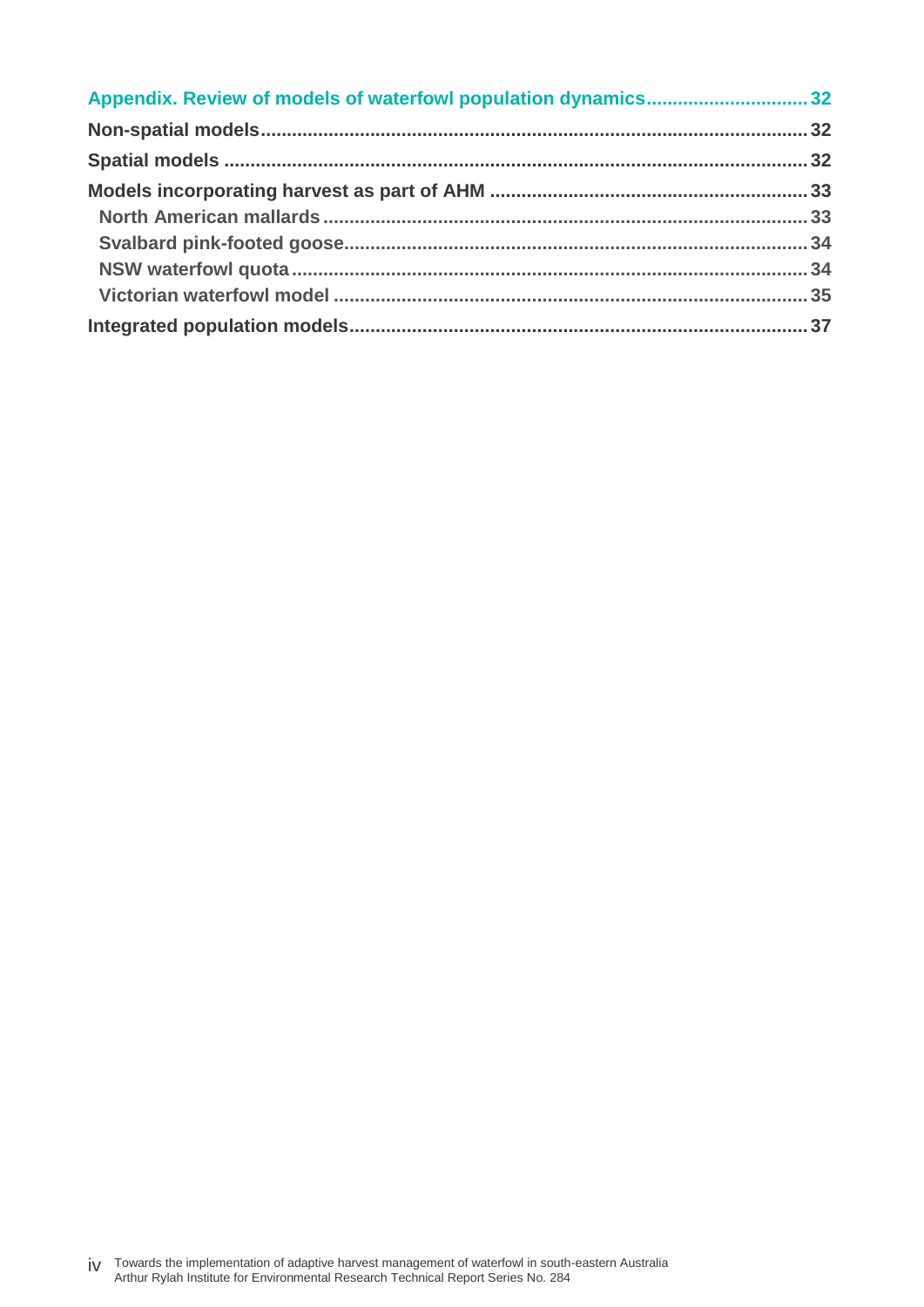Appendix. Review of models of waterfowl population dynamics .......... 32

Non-spatial models .......... 32

Spatial models .......... 32

Models incorporating harvest as part of AHM .......... 33

- North American mallards .......... 33
- Svalbard pink-footed goose .......... 34
- NSW waterfowl quota .......... 34
- Victorian waterfowl model .......... 35

Integrated population models .......... 37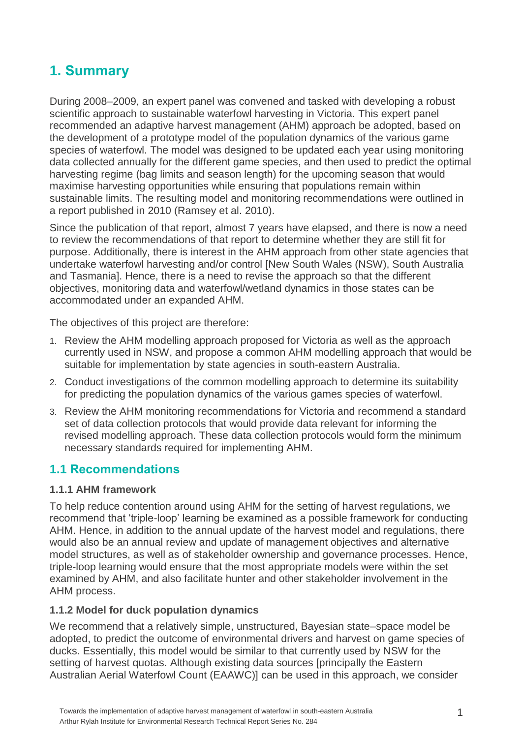# 1. Summary

During 2008–2009, an expert panel was convened and tasked with developing a robust scientific approach to sustainable waterfowl harvesting in Victoria. This expert panel recommended an adaptive harvest management (AHM) approach be adopted, based on the development of a prototype model of the population dynamics of the various game species of waterfowl. The model was designed to be updated each year using monitoring data collected annually for the different game species, and then used to predict the optimal harvesting regime (bag limits and season length) for the upcoming season that would maximise harvesting opportunities while ensuring that populations remain within sustainable limits. The resulting model and monitoring recommendations were outlined in a report published in 2010 (Ramsey et al. 2010).

Since the publication of that report, almost 7 years have elapsed, and there is now a need to review the recommendations of that report to determine whether they are still fit for purpose. Additionally, there is interest in the AHM approach from other state agencies that undertake waterfowl harvesting and/or control [New South Wales (NSW), South Australia and Tasmania]. Hence, there is a need to revise the approach so that the different objectives, monitoring data and waterfowl/wetland dynamics in those states can be accommodated under an expanded AHM.

The objectives of this project are therefore:

1. Review the AHM modelling approach proposed for Victoria as well as the approach currently used in NSW, and propose a common AHM modelling approach that would be suitable for implementation by state agencies in south-eastern Australia.
2. Conduct investigations of the common modelling approach to determine its suitability for predicting the population dynamics of the various games species of waterfowl.
3. Review the AHM monitoring recommendations for Victoria and recommend a standard set of data collection protocols that would provide data relevant for informing the revised modelling approach. These data collection protocols would form the minimum necessary standards required for implementing AHM.

## 1.1 Recommendations

### 1.1.1 AHM framework

To help reduce contention around using AHM for the setting of harvest regulations, we recommend that 'triple-loop' learning be examined as a possible framework for conducting AHM. Hence, in addition to the annual update of the harvest model and regulations, there would also be an annual review and update of management objectives and alternative model structures, as well as of stakeholder ownership and governance processes. Hence, triple-loop learning would ensure that the most appropriate models were within the set examined by AHM, and also facilitate hunter and other stakeholder involvement in the AHM process.

### 1.1.2 Model for duck population dynamics

We recommend that a relatively simple, unstructured, Bayesian state–space model be adopted, to predict the outcome of environmental drivers and harvest on game species of ducks. Essentially, this model would be similar to that currently used by NSW for the setting of harvest quotas. Although existing data sources [principally the Eastern Australian Aerial Waterfowl Count (EAAWC)] can be used in this approach, we consider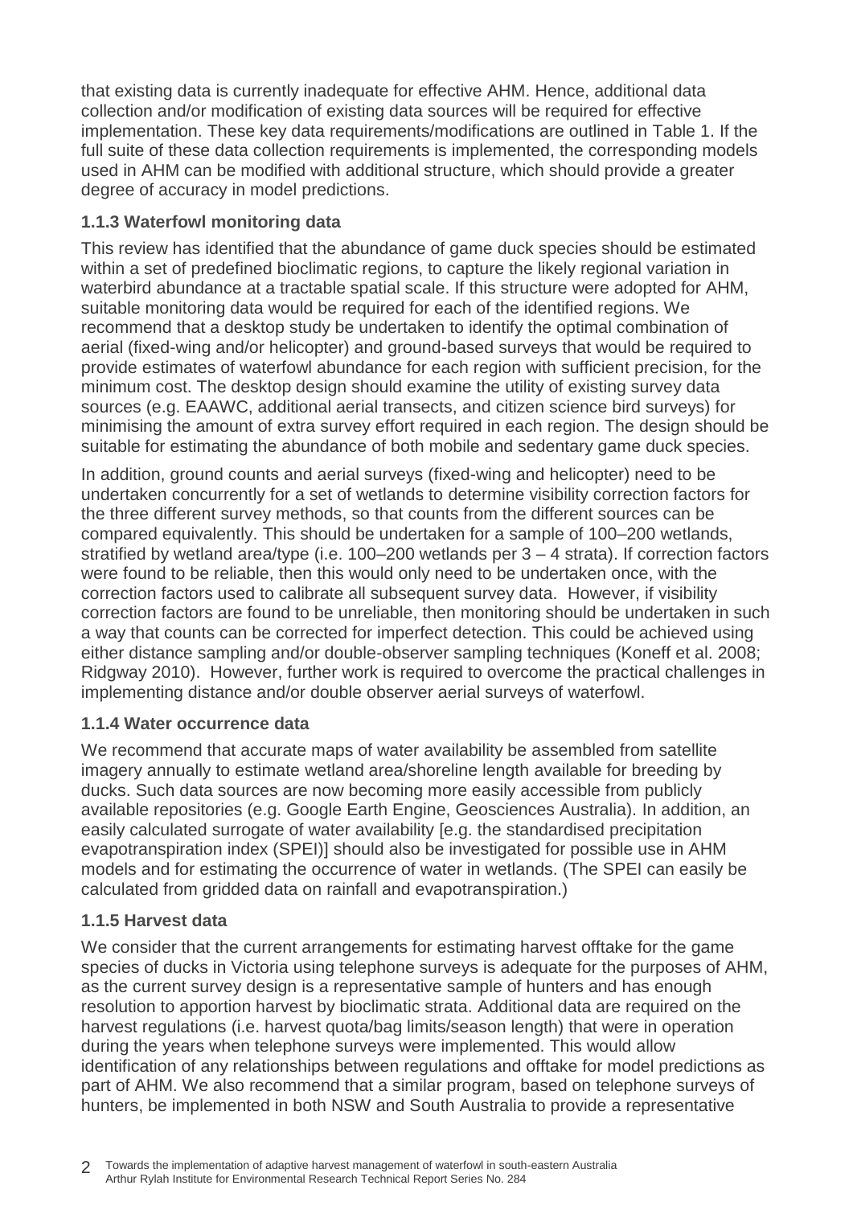that existing data is currently inadequate for effective AHM. Hence, additional data collection and/or modification of existing data sources will be required for effective implementation. These key data requirements/modifications are outlined in Table 1. If the full suite of these data collection requirements is implemented, the corresponding models used in AHM can be modified with additional structure, which should provide a greater degree of accuracy in model predictions.

### 1.1.3 Waterfowl monitoring data

This review has identified that the abundance of game duck species should be estimated within a set of predefined bioclimatic regions, to capture the likely regional variation in waterbird abundance at a tractable spatial scale. If this structure were adopted for AHM, suitable monitoring data would be required for each of the identified regions. We recommend that a desktop study be undertaken to identify the optimal combination of aerial (fixed-wing and/or helicopter) and ground-based surveys that would be required to provide estimates of waterfowl abundance for each region with sufficient precision, for the minimum cost. The desktop design should examine the utility of existing survey data sources (e.g. EAAWC, additional aerial transects, and citizen science bird surveys) for minimising the amount of extra survey effort required in each region. The design should be suitable for estimating the abundance of both mobile and sedentary game duck species.

In addition, ground counts and aerial surveys (fixed-wing and helicopter) need to be undertaken concurrently for a set of wetlands to determine visibility correction factors for the three different survey methods, so that counts from the different sources can be compared equivalently. This should be undertaken for a sample of 100–200 wetlands, stratified by wetland area/type (i.e. 100–200 wetlands per 3 – 4 strata). If correction factors were found to be reliable, then this would only need to be undertaken once, with the correction factors used to calibrate all subsequent survey data. However, if visibility correction factors are found to be unreliable, then monitoring should be undertaken in such a way that counts can be corrected for imperfect detection. This could be achieved using either distance sampling and/or double-observer sampling techniques (Koneff et al. 2008; Ridgway 2010). However, further work is required to overcome the practical challenges in implementing distance and/or double observer aerial surveys of waterfowl.

### 1.1.4 Water occurrence data

We recommend that accurate maps of water availability be assembled from satellite imagery annually to estimate wetland area/shoreline length available for breeding by ducks. Such data sources are now becoming more easily accessible from publicly available repositories (e.g. Google Earth Engine, Geosciences Australia). In addition, an easily calculated surrogate of water availability [e.g. the standardised precipitation evapotranspiration index (SPEI)] should also be investigated for possible use in AHM models and for estimating the occurrence of water in wetlands. (The SPEI can easily be calculated from gridded data on rainfall and evapotranspiration.)

### 1.1.5 Harvest data

We consider that the current arrangements for estimating harvest offtake for the game species of ducks in Victoria using telephone surveys is adequate for the purposes of AHM, as the current survey design is a representative sample of hunters and has enough resolution to apportion harvest by bioclimatic strata. Additional data are required on the harvest regulations (i.e. harvest quota/bag limits/season length) that were in operation during the years when telephone surveys were implemented. This would allow identification of any relationships between regulations and offtake for model predictions as part of AHM. We also recommend that a similar program, based on telephone surveys of hunters, be implemented in both NSW and South Australia to provide a representative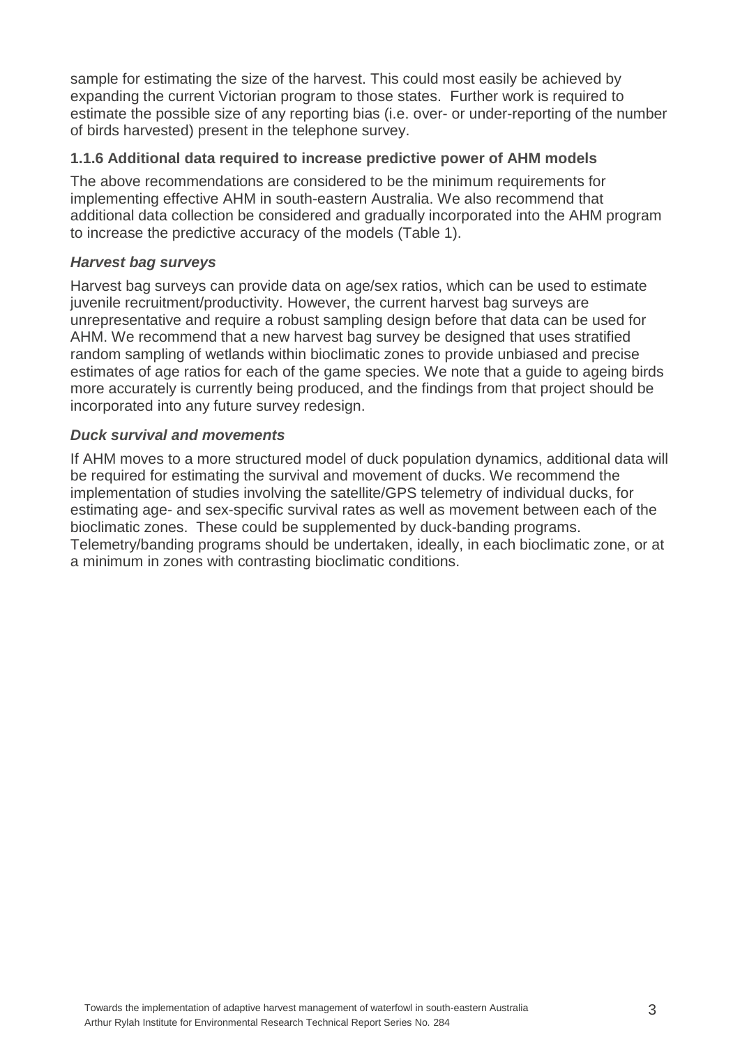sample for estimating the size of the harvest. This could most easily be achieved by expanding the current Victorian program to those states. Further work is required to estimate the possible size of any reporting bias (i.e. over- or under-reporting of the number of birds harvested) present in the telephone survey.

### 1.1.6 Additional data required to increase predictive power of AHM models

The above recommendations are considered to be the minimum requirements for implementing effective AHM in south-eastern Australia. We also recommend that additional data collection be considered and gradually incorporated into the AHM program to increase the predictive accuracy of the models (Table 1).

#### *Harvest bag surveys*

Harvest bag surveys can provide data on age/sex ratios, which can be used to estimate juvenile recruitment/productivity. However, the current harvest bag surveys are unrepresentative and require a robust sampling design before that data can be used for AHM. We recommend that a new harvest bag survey be designed that uses stratified random sampling of wetlands within bioclimatic zones to provide unbiased and precise estimates of age ratios for each of the game species. We note that a guide to ageing birds more accurately is currently being produced, and the findings from that project should be incorporated into any future survey redesign.

#### *Duck survival and movements*

If AHM moves to a more structured model of duck population dynamics, additional data will be required for estimating the survival and movement of ducks. We recommend the implementation of studies involving the satellite/GPS telemetry of individual ducks, for estimating age- and sex-specific survival rates as well as movement between each of the bioclimatic zones. These could be supplemented by duck-banding programs. Telemetry/banding programs should be undertaken, ideally, in each bioclimatic zone, or at a minimum in zones with contrasting bioclimatic conditions.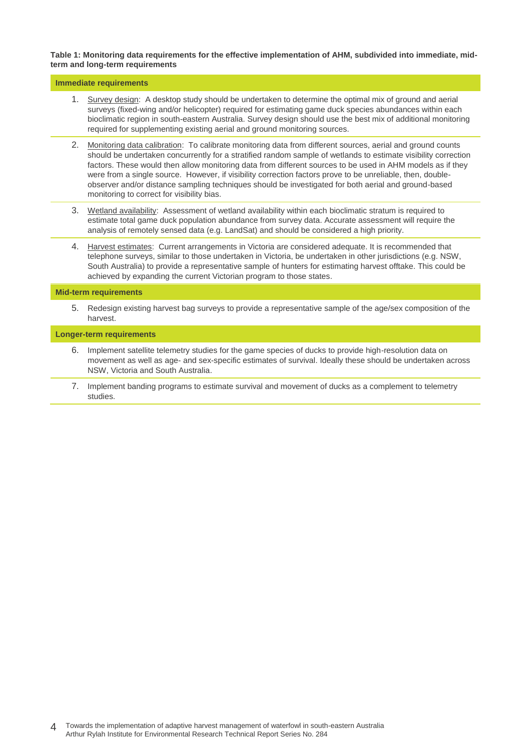**Table 1: Monitoring data requirements for the effective implementation of AHM, subdivided into immediate, mid-term and long-term requirements**

| **Immediate requirements** |
|---|
| 1. Survey design: A desktop study should be undertaken to determine the optimal mix of ground and aerial surveys (fixed-wing and/or helicopter) required for estimating game duck species abundances within each bioclimatic region in south-eastern Australia. Survey design should use the best mix of additional monitoring required for supplementing existing aerial and ground monitoring sources. |
| 2. Monitoring data calibration: To calibrate monitoring data from different sources, aerial and ground counts should be undertaken concurrently for a stratified random sample of wetlands to estimate visibility correction factors. These would then allow monitoring data from different sources to be used in AHM models as if they were from a single source. However, if visibility correction factors prove to be unreliable, then, double-observer and/or distance sampling techniques should be investigated for both aerial and ground-based monitoring to correct for visibility bias. |
| 3. Wetland availability: Assessment of wetland availability within each bioclimatic stratum is required to estimate total game duck population abundance from survey data. Accurate assessment will require the analysis of remotely sensed data (e.g. LandSat) and should be considered a high priority. |
| 4. Harvest estimates: Current arrangements in Victoria are considered adequate. It is recommended that telephone surveys, similar to those undertaken in Victoria, be undertaken in other jurisdictions (e.g. NSW, South Australia) to provide a representative sample of hunters for estimating harvest offtake. This could be achieved by expanding the current Victorian program to those states. |
| **Mid-term requirements** |
| 5. Redesign existing harvest bag surveys to provide a representative sample of the age/sex composition of the harvest. |
| **Longer-term requirements** |
| 6. Implement satellite telemetry studies for the game species of ducks to provide high-resolution data on movement as well as age- and sex-specific estimates of survival. Ideally these should be undertaken across NSW, Victoria and South Australia. |
| 7. Implement banding programs to estimate survival and movement of ducks as a complement to telemetry studies. |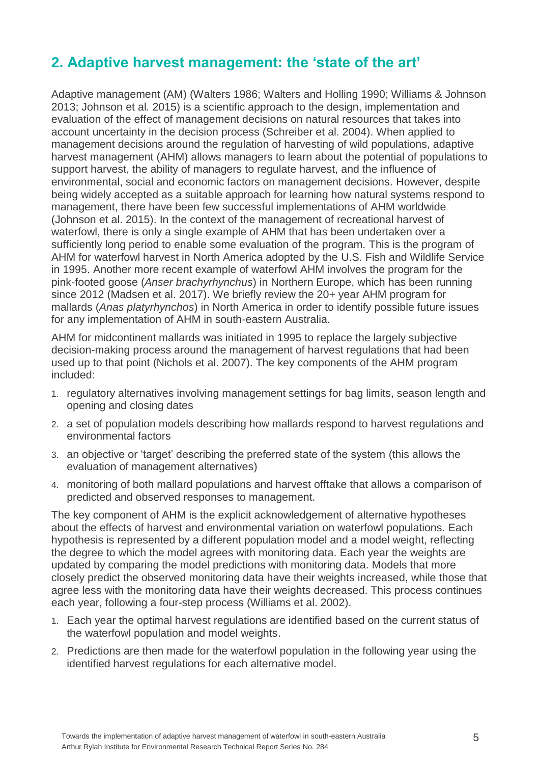## 2. Adaptive harvest management: the 'state of the art'

Adaptive management (AM) (Walters 1986; Walters and Holling 1990; Williams & Johnson 2013; Johnson et al*.* 2015) is a scientific approach to the design, implementation and evaluation of the effect of management decisions on natural resources that takes into account uncertainty in the decision process (Schreiber et al. 2004). When applied to management decisions around the regulation of harvesting of wild populations, adaptive harvest management (AHM) allows managers to learn about the potential of populations to support harvest, the ability of managers to regulate harvest, and the influence of environmental, social and economic factors on management decisions. However, despite being widely accepted as a suitable approach for learning how natural systems respond to management, there have been few successful implementations of AHM worldwide (Johnson et al. 2015). In the context of the management of recreational harvest of waterfowl, there is only a single example of AHM that has been undertaken over a sufficiently long period to enable some evaluation of the program. This is the program of AHM for waterfowl harvest in North America adopted by the U.S. Fish and Wildlife Service in 1995. Another more recent example of waterfowl AHM involves the program for the pink-footed goose (*Anser brachyrhynchus*) in Northern Europe, which has been running since 2012 (Madsen et al. 2017). We briefly review the 20+ year AHM program for mallards (*Anas platyrhynchos*) in North America in order to identify possible future issues for any implementation of AHM in south-eastern Australia.

AHM for midcontinent mallards was initiated in 1995 to replace the largely subjective decision-making process around the management of harvest regulations that had been used up to that point (Nichols et al. 2007). The key components of the AHM program included:

1. regulatory alternatives involving management settings for bag limits, season length and opening and closing dates
2. a set of population models describing how mallards respond to harvest regulations and environmental factors
3. an objective or 'target' describing the preferred state of the system (this allows the evaluation of management alternatives)
4. monitoring of both mallard populations and harvest offtake that allows a comparison of predicted and observed responses to management.

The key component of AHM is the explicit acknowledgement of alternative hypotheses about the effects of harvest and environmental variation on waterfowl populations. Each hypothesis is represented by a different population model and a model weight, reflecting the degree to which the model agrees with monitoring data. Each year the weights are updated by comparing the model predictions with monitoring data. Models that more closely predict the observed monitoring data have their weights increased, while those that agree less with the monitoring data have their weights decreased. This process continues each year, following a four-step process (Williams et al. 2002).

1. Each year the optimal harvest regulations are identified based on the current status of the waterfowl population and model weights.
2. Predictions are then made for the waterfowl population in the following year using the identified harvest regulations for each alternative model.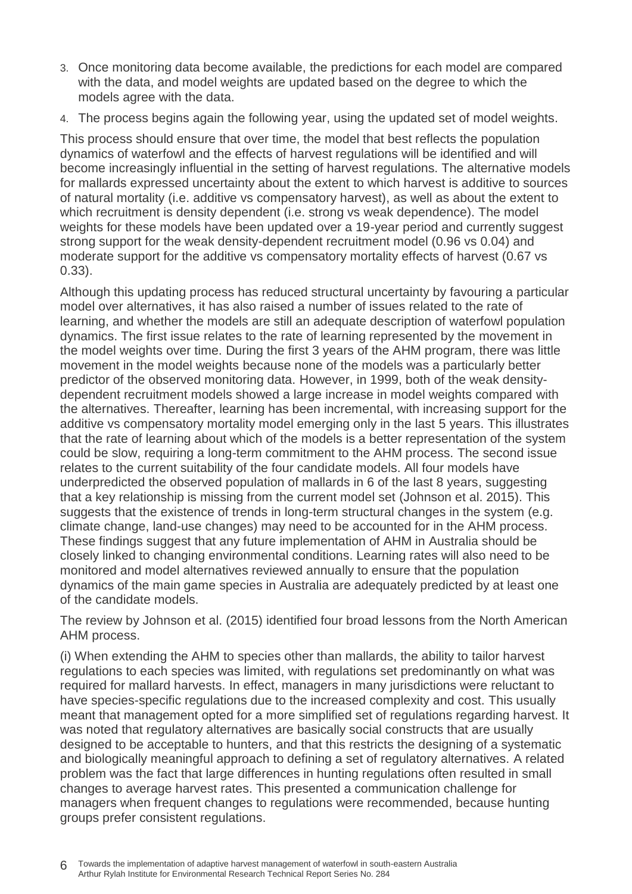3. Once monitoring data become available, the predictions for each model are compared with the data, and model weights are updated based on the degree to which the models agree with the data.
4. The process begins again the following year, using the updated set of model weights.

This process should ensure that over time, the model that best reflects the population dynamics of waterfowl and the effects of harvest regulations will be identified and will become increasingly influential in the setting of harvest regulations. The alternative models for mallards expressed uncertainty about the extent to which harvest is additive to sources of natural mortality (i.e. additive vs compensatory harvest), as well as about the extent to which recruitment is density dependent (i.e. strong vs weak dependence). The model weights for these models have been updated over a 19-year period and currently suggest strong support for the weak density-dependent recruitment model (0.96 vs 0.04) and moderate support for the additive vs compensatory mortality effects of harvest (0.67 vs 0.33).

Although this updating process has reduced structural uncertainty by favouring a particular model over alternatives, it has also raised a number of issues related to the rate of learning, and whether the models are still an adequate description of waterfowl population dynamics. The first issue relates to the rate of learning represented by the movement in the model weights over time. During the first 3 years of the AHM program, there was little movement in the model weights because none of the models was a particularly better predictor of the observed monitoring data. However, in 1999, both of the weak density-dependent recruitment models showed a large increase in model weights compared with the alternatives. Thereafter, learning has been incremental, with increasing support for the additive vs compensatory mortality model emerging only in the last 5 years. This illustrates that the rate of learning about which of the models is a better representation of the system could be slow, requiring a long-term commitment to the AHM process. The second issue relates to the current suitability of the four candidate models. All four models have underpredicted the observed population of mallards in 6 of the last 8 years, suggesting that a key relationship is missing from the current model set (Johnson et al. 2015). This suggests that the existence of trends in long-term structural changes in the system (e.g. climate change, land-use changes) may need to be accounted for in the AHM process. These findings suggest that any future implementation of AHM in Australia should be closely linked to changing environmental conditions. Learning rates will also need to be monitored and model alternatives reviewed annually to ensure that the population dynamics of the main game species in Australia are adequately predicted by at least one of the candidate models.

The review by Johnson et al. (2015) identified four broad lessons from the North American AHM process.

(i) When extending the AHM to species other than mallards, the ability to tailor harvest regulations to each species was limited, with regulations set predominantly on what was required for mallard harvests. In effect, managers in many jurisdictions were reluctant to have species-specific regulations due to the increased complexity and cost. This usually meant that management opted for a more simplified set of regulations regarding harvest. It was noted that regulatory alternatives are basically social constructs that are usually designed to be acceptable to hunters, and that this restricts the designing of a systematic and biologically meaningful approach to defining a set of regulatory alternatives. A related problem was the fact that large differences in hunting regulations often resulted in small changes to average harvest rates. This presented a communication challenge for managers when frequent changes to regulations were recommended, because hunting groups prefer consistent regulations.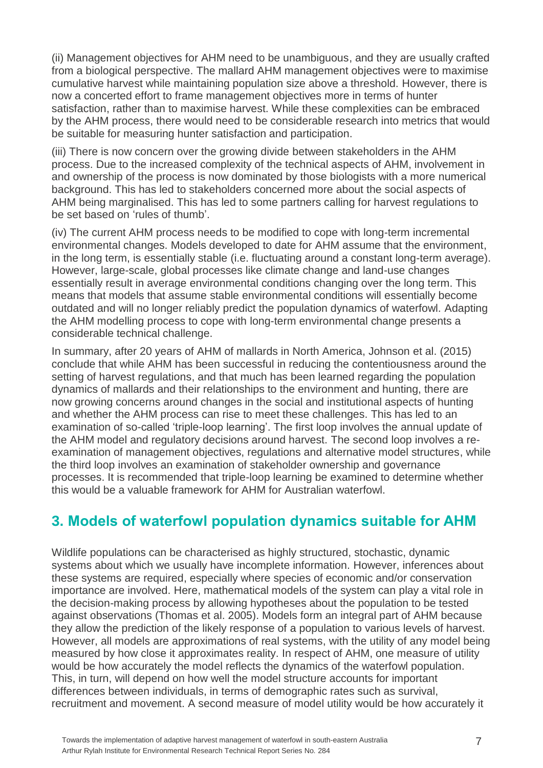(ii) Management objectives for AHM need to be unambiguous, and they are usually crafted from a biological perspective. The mallard AHM management objectives were to maximise cumulative harvest while maintaining population size above a threshold. However, there is now a concerted effort to frame management objectives more in terms of hunter satisfaction, rather than to maximise harvest. While these complexities can be embraced by the AHM process, there would need to be considerable research into metrics that would be suitable for measuring hunter satisfaction and participation.

(iii) There is now concern over the growing divide between stakeholders in the AHM process. Due to the increased complexity of the technical aspects of AHM, involvement in and ownership of the process is now dominated by those biologists with a more numerical background. This has led to stakeholders concerned more about the social aspects of AHM being marginalised. This has led to some partners calling for harvest regulations to be set based on 'rules of thumb'.

(iv) The current AHM process needs to be modified to cope with long-term incremental environmental changes. Models developed to date for AHM assume that the environment, in the long term, is essentially stable (i.e. fluctuating around a constant long-term average). However, large-scale, global processes like climate change and land-use changes essentially result in average environmental conditions changing over the long term. This means that models that assume stable environmental conditions will essentially become outdated and will no longer reliably predict the population dynamics of waterfowl. Adapting the AHM modelling process to cope with long-term environmental change presents a considerable technical challenge.

In summary, after 20 years of AHM of mallards in North America, Johnson et al. (2015) conclude that while AHM has been successful in reducing the contentiousness around the setting of harvest regulations, and that much has been learned regarding the population dynamics of mallards and their relationships to the environment and hunting, there are now growing concerns around changes in the social and institutional aspects of hunting and whether the AHM process can rise to meet these challenges. This has led to an examination of so-called 'triple-loop learning'. The first loop involves the annual update of the AHM model and regulatory decisions around harvest. The second loop involves a re-examination of management objectives, regulations and alternative model structures, while the third loop involves an examination of stakeholder ownership and governance processes. It is recommended that triple-loop learning be examined to determine whether this would be a valuable framework for AHM for Australian waterfowl.

## 3. Models of waterfowl population dynamics suitable for AHM

Wildlife populations can be characterised as highly structured, stochastic, dynamic systems about which we usually have incomplete information. However, inferences about these systems are required, especially where species of economic and/or conservation importance are involved. Here, mathematical models of the system can play a vital role in the decision-making process by allowing hypotheses about the population to be tested against observations (Thomas et al. 2005). Models form an integral part of AHM because they allow the prediction of the likely response of a population to various levels of harvest. However, all models are approximations of real systems, with the utility of any model being measured by how close it approximates reality. In respect of AHM, one measure of utility would be how accurately the model reflects the dynamics of the waterfowl population. This, in turn, will depend on how well the model structure accounts for important differences between individuals, in terms of demographic rates such as survival, recruitment and movement. A second measure of model utility would be how accurately it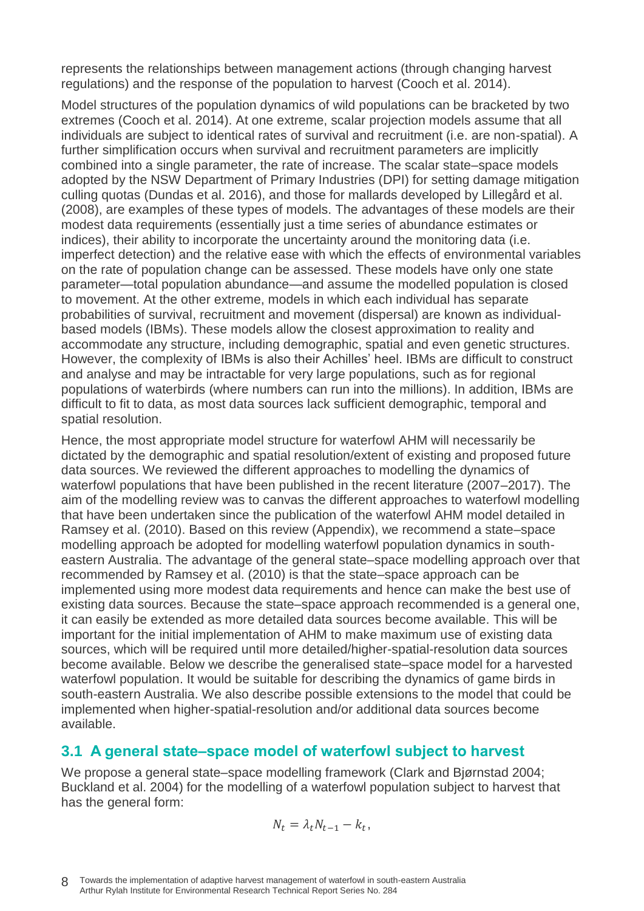represents the relationships between management actions (through changing harvest regulations) and the response of the population to harvest (Cooch et al. 2014).

Model structures of the population dynamics of wild populations can be bracketed by two extremes (Cooch et al. 2014). At one extreme, scalar projection models assume that all individuals are subject to identical rates of survival and recruitment (i.e. are non-spatial). A further simplification occurs when survival and recruitment parameters are implicitly combined into a single parameter, the rate of increase. The scalar state–space models adopted by the NSW Department of Primary Industries (DPI) for setting damage mitigation culling quotas (Dundas et al. 2016), and those for mallards developed by Lillegård et al. (2008), are examples of these types of models. The advantages of these models are their modest data requirements (essentially just a time series of abundance estimates or indices), their ability to incorporate the uncertainty around the monitoring data (i.e. imperfect detection) and the relative ease with which the effects of environmental variables on the rate of population change can be assessed. These models have only one state parameter—total population abundance—and assume the modelled population is closed to movement. At the other extreme, models in which each individual has separate probabilities of survival, recruitment and movement (dispersal) are known as individual-based models (IBMs). These models allow the closest approximation to reality and accommodate any structure, including demographic, spatial and even genetic structures. However, the complexity of IBMs is also their Achilles' heel. IBMs are difficult to construct and analyse and may be intractable for very large populations, such as for regional populations of waterbirds (where numbers can run into the millions). In addition, IBMs are difficult to fit to data, as most data sources lack sufficient demographic, temporal and spatial resolution.

Hence, the most appropriate model structure for waterfowl AHM will necessarily be dictated by the demographic and spatial resolution/extent of existing and proposed future data sources. We reviewed the different approaches to modelling the dynamics of waterfowl populations that have been published in the recent literature (2007–2017). The aim of the modelling review was to canvas the different approaches to waterfowl modelling that have been undertaken since the publication of the waterfowl AHM model detailed in Ramsey et al. (2010). Based on this review (Appendix), we recommend a state–space modelling approach be adopted for modelling waterfowl population dynamics in south-eastern Australia. The advantage of the general state–space modelling approach over that recommended by Ramsey et al. (2010) is that the state–space approach can be implemented using more modest data requirements and hence can make the best use of existing data sources. Because the state–space approach recommended is a general one, it can easily be extended as more detailed data sources become available. This will be important for the initial implementation of AHM to make maximum use of existing data sources, which will be required until more detailed/higher-spatial-resolution data sources become available. Below we describe the generalised state–space model for a harvested waterfowl population. It would be suitable for describing the dynamics of game birds in south-eastern Australia. We also describe possible extensions to the model that could be implemented when higher-spatial-resolution and/or additional data sources become available.

## 3.1 A general state–space model of waterfowl subject to harvest

We propose a general state–space modelling framework (Clark and Bjørnstad 2004; Buckland et al. 2004) for the modelling of a waterfowl population subject to harvest that has the general form:

$$N_t = \lambda_t N_{t-1} - k_t,$$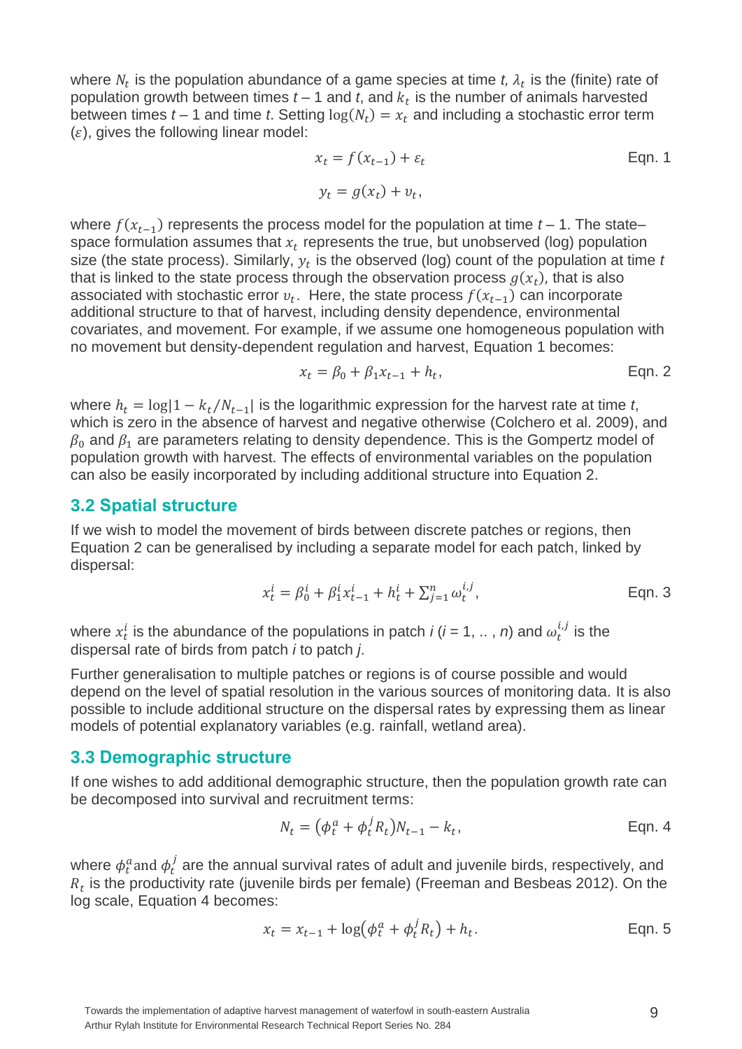where $N_t$ is the population abundance of a game species at time *t*, $\lambda_t$ is the (finite) rate of population growth between times *t* – 1 and *t*, and $k_t$ is the number of animals harvested between times *t* – 1 and time *t*. Setting $\log(N_t) = x_t$ and including a stochastic error term ($\varepsilon$), gives the following linear model:

$$x_t = f(x_{t-1}) + \varepsilon_t \qquad \text{Eqn. 1}$$

$$y_t = g(x_t) + \upsilon_t,$$

where $f(x_{t-1})$ represents the process model for the population at time *t* – 1. The state–space formulation assumes that $x_t$ represents the true, but unobserved (log) population size (the state process). Similarly, $y_t$ is the observed (log) count of the population at time *t* that is linked to the state process through the observation process $g(x_t)$, that is also associated with stochastic error $\upsilon_t$. Here, the state process $f(x_{t-1})$ can incorporate additional structure to that of harvest, including density dependence, environmental covariates, and movement. For example, if we assume one homogeneous population with no movement but density-dependent regulation and harvest, Equation 1 becomes:

$$x_t = \beta_0 + \beta_1 x_{t-1} + h_t, \qquad \text{Eqn. 2}$$

where $h_t = \log|1 - k_t/N_{t-1}|$ is the logarithmic expression for the harvest rate at time *t*, which is zero in the absence of harvest and negative otherwise (Colchero et al. 2009), and $\beta_0$ and $\beta_1$ are parameters relating to density dependence. This is the Gompertz model of population growth with harvest. The effects of environmental variables on the population can also be easily incorporated by including additional structure into Equation 2.

## 3.2 Spatial structure

If we wish to model the movement of birds between discrete patches or regions, then Equation 2 can be generalised by including a separate model for each patch, linked by dispersal:

$$x_t^i = \beta_0^i + \beta_1^i x_{t-1}^i + h_t^i + \sum_{j=1}^{n} \omega_t^{i,j}, \qquad \text{Eqn. 3}$$

where $x_t^i$ is the abundance of the populations in patch *i* (*i* = 1, .. , *n*) and $\omega_t^{i,j}$ is the dispersal rate of birds from patch *i* to patch *j*.

Further generalisation to multiple patches or regions is of course possible and would depend on the level of spatial resolution in the various sources of monitoring data. It is also possible to include additional structure on the dispersal rates by expressing them as linear models of potential explanatory variables (e.g. rainfall, wetland area).

## 3.3 Demographic structure

If one wishes to add additional demographic structure, then the population growth rate can be decomposed into survival and recruitment terms:

$$N_t = (\phi_t^a + \phi_t^j R_t) N_{t-1} - k_t, \qquad \text{Eqn. 4}$$

where $\phi_t^a$ and $\phi_t^j$ are the annual survival rates of adult and juvenile birds, respectively, and $R_t$ is the productivity rate (juvenile birds per female) (Freeman and Besbeas 2012). On the log scale, Equation 4 becomes:

$$x_t = x_{t-1} + \log(\phi_t^a + \phi_t^j R_t) + h_t. \qquad \text{Eqn. 5}$$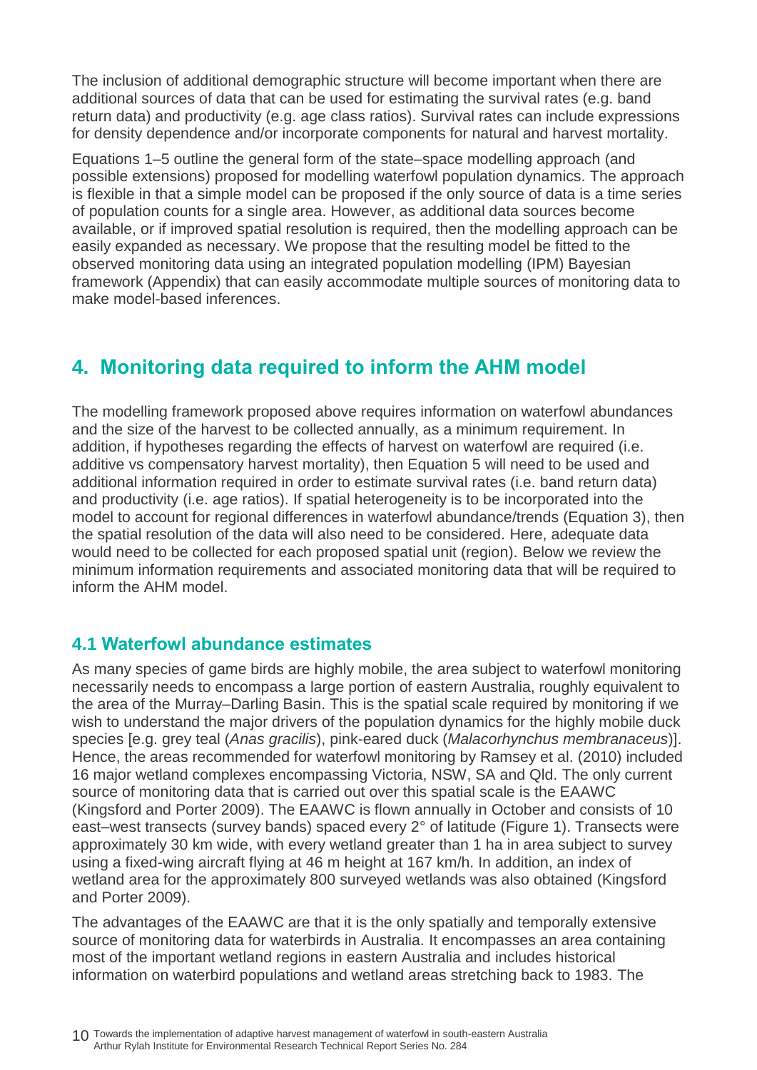The inclusion of additional demographic structure will become important when there are additional sources of data that can be used for estimating the survival rates (e.g. band return data) and productivity (e.g. age class ratios). Survival rates can include expressions for density dependence and/or incorporate components for natural and harvest mortality.

Equations 1–5 outline the general form of the state–space modelling approach (and possible extensions) proposed for modelling waterfowl population dynamics. The approach is flexible in that a simple model can be proposed if the only source of data is a time series of population counts for a single area. However, as additional data sources become available, or if improved spatial resolution is required, then the modelling approach can be easily expanded as necessary. We propose that the resulting model be fitted to the observed monitoring data using an integrated population modelling (IPM) Bayesian framework (Appendix) that can easily accommodate multiple sources of monitoring data to make model-based inferences.

## 4. Monitoring data required to inform the AHM model

The modelling framework proposed above requires information on waterfowl abundances and the size of the harvest to be collected annually, as a minimum requirement. In addition, if hypotheses regarding the effects of harvest on waterfowl are required (i.e. additive vs compensatory harvest mortality), then Equation 5 will need to be used and additional information required in order to estimate survival rates (i.e. band return data) and productivity (i.e. age ratios). If spatial heterogeneity is to be incorporated into the model to account for regional differences in waterfowl abundance/trends (Equation 3), then the spatial resolution of the data will also need to be considered. Here, adequate data would need to be collected for each proposed spatial unit (region). Below we review the minimum information requirements and associated monitoring data that will be required to inform the AHM model.

### 4.1 Waterfowl abundance estimates

As many species of game birds are highly mobile, the area subject to waterfowl monitoring necessarily needs to encompass a large portion of eastern Australia, roughly equivalent to the area of the Murray–Darling Basin. This is the spatial scale required by monitoring if we wish to understand the major drivers of the population dynamics for the highly mobile duck species [e.g. grey teal (*Anas gracilis*), pink-eared duck (*Malacorhynchus membranaceus*)]. Hence, the areas recommended for waterfowl monitoring by Ramsey et al. (2010) included 16 major wetland complexes encompassing Victoria, NSW, SA and Qld. The only current source of monitoring data that is carried out over this spatial scale is the EAAWC (Kingsford and Porter 2009). The EAAWC is flown annually in October and consists of 10 east–west transects (survey bands) spaced every 2° of latitude (Figure 1). Transects were approximately 30 km wide, with every wetland greater than 1 ha in area subject to survey using a fixed-wing aircraft flying at 46 m height at 167 km/h. In addition, an index of wetland area for the approximately 800 surveyed wetlands was also obtained (Kingsford and Porter 2009).

The advantages of the EAAWC are that it is the only spatially and temporally extensive source of monitoring data for waterbirds in Australia. It encompasses an area containing most of the important wetland regions in eastern Australia and includes historical information on waterbird populations and wetland areas stretching back to 1983. The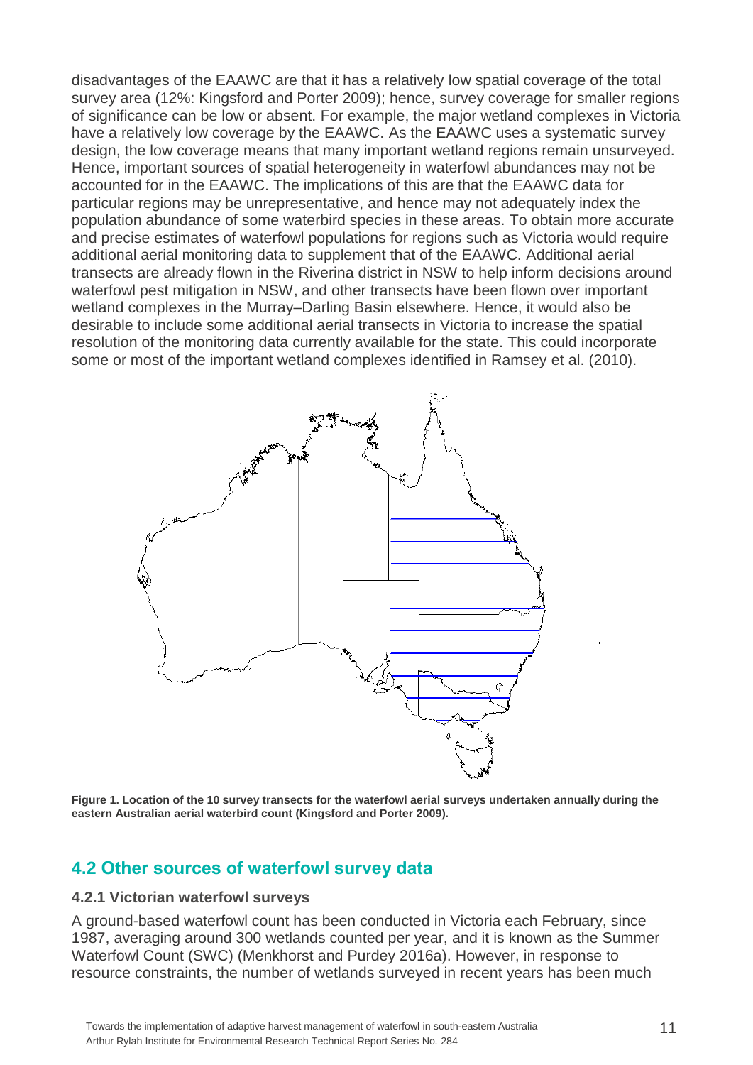disadvantages of the EAAWC are that it has a relatively low spatial coverage of the total survey area (12%: Kingsford and Porter 2009); hence, survey coverage for smaller regions of significance can be low or absent. For example, the major wetland complexes in Victoria have a relatively low coverage by the EAAWC. As the EAAWC uses a systematic survey design, the low coverage means that many important wetland regions remain unsurveyed. Hence, important sources of spatial heterogeneity in waterfowl abundances may not be accounted for in the EAAWC. The implications of this are that the EAAWC data for particular regions may be unrepresentative, and hence may not adequately index the population abundance of some waterbird species in these areas. To obtain more accurate and precise estimates of waterfowl populations for regions such as Victoria would require additional aerial monitoring data to supplement that of the EAAWC. Additional aerial transects are already flown in the Riverina district in NSW to help inform decisions around waterfowl pest mitigation in NSW, and other transects have been flown over important wetland complexes in the Murray–Darling Basin elsewhere. Hence, it would also be desirable to include some additional aerial transects in Victoria to increase the spatial resolution of the monitoring data currently available for the state. This could incorporate some or most of the important wetland complexes identified in Ramsey et al. (2010).

**Figure 1. Location of the 10 survey transects for the waterfowl aerial surveys undertaken annually during the eastern Australian aerial waterbird count (Kingsford and Porter 2009).**

## 4.2 Other sources of waterfowl survey data

### 4.2.1 Victorian waterfowl surveys

A ground-based waterfowl count has been conducted in Victoria each February, since 1987, averaging around 300 wetlands counted per year, and it is known as the Summer Waterfowl Count (SWC) (Menkhorst and Purdey 2016a). However, in response to resource constraints, the number of wetlands surveyed in recent years has been much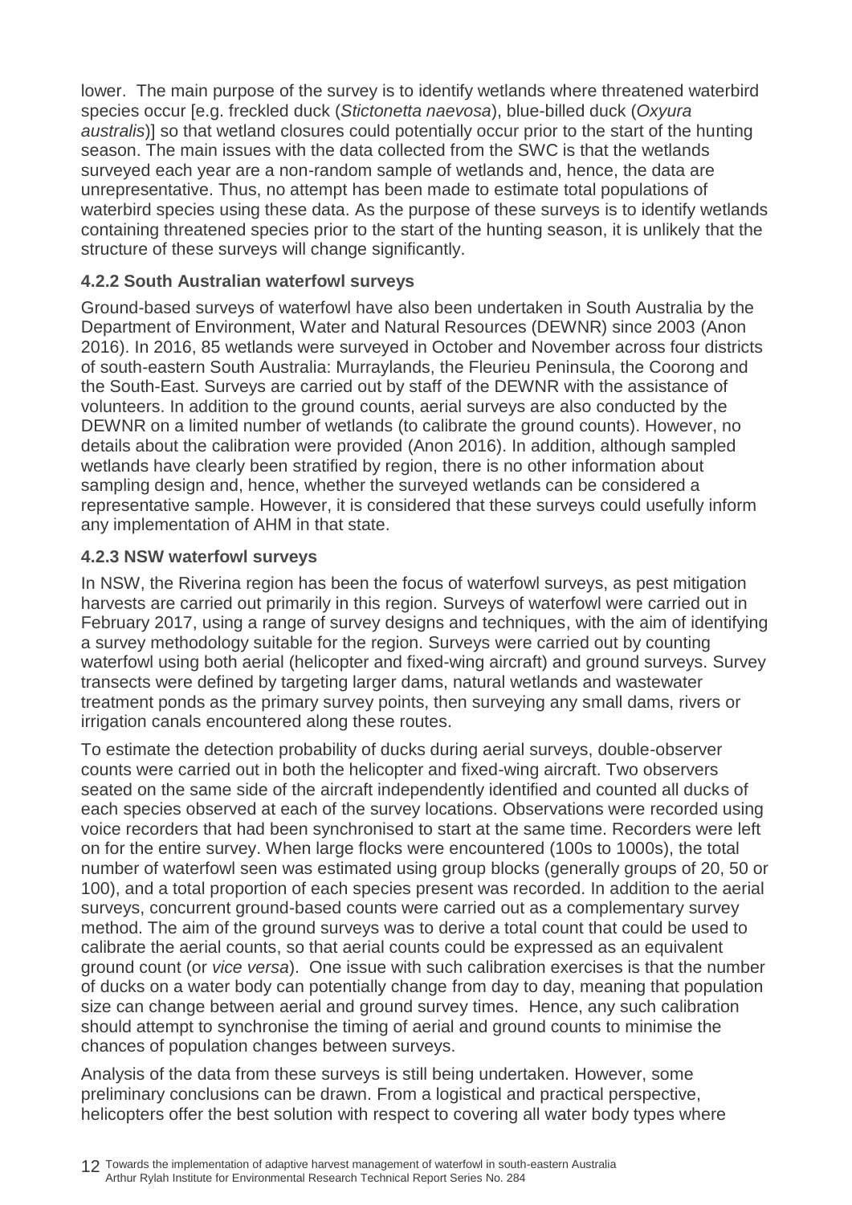lower. The main purpose of the survey is to identify wetlands where threatened waterbird species occur [e.g. freckled duck (*Stictonetta naevosa*), blue-billed duck (*Oxyura australis*)] so that wetland closures could potentially occur prior to the start of the hunting season. The main issues with the data collected from the SWC is that the wetlands surveyed each year are a non-random sample of wetlands and, hence, the data are unrepresentative. Thus, no attempt has been made to estimate total populations of waterbird species using these data. As the purpose of these surveys is to identify wetlands containing threatened species prior to the start of the hunting season, it is unlikely that the structure of these surveys will change significantly.

### 4.2.2 South Australian waterfowl surveys

Ground-based surveys of waterfowl have also been undertaken in South Australia by the Department of Environment, Water and Natural Resources (DEWNR) since 2003 (Anon 2016). In 2016, 85 wetlands were surveyed in October and November across four districts of south-eastern South Australia: Murraylands, the Fleurieu Peninsula, the Coorong and the South-East. Surveys are carried out by staff of the DEWNR with the assistance of volunteers. In addition to the ground counts, aerial surveys are also conducted by the DEWNR on a limited number of wetlands (to calibrate the ground counts). However, no details about the calibration were provided (Anon 2016). In addition, although sampled wetlands have clearly been stratified by region, there is no other information about sampling design and, hence, whether the surveyed wetlands can be considered a representative sample. However, it is considered that these surveys could usefully inform any implementation of AHM in that state.

### 4.2.3 NSW waterfowl surveys

In NSW, the Riverina region has been the focus of waterfowl surveys, as pest mitigation harvests are carried out primarily in this region. Surveys of waterfowl were carried out in February 2017, using a range of survey designs and techniques, with the aim of identifying a survey methodology suitable for the region. Surveys were carried out by counting waterfowl using both aerial (helicopter and fixed-wing aircraft) and ground surveys. Survey transects were defined by targeting larger dams, natural wetlands and wastewater treatment ponds as the primary survey points, then surveying any small dams, rivers or irrigation canals encountered along these routes.

To estimate the detection probability of ducks during aerial surveys, double-observer counts were carried out in both the helicopter and fixed-wing aircraft. Two observers seated on the same side of the aircraft independently identified and counted all ducks of each species observed at each of the survey locations. Observations were recorded using voice recorders that had been synchronised to start at the same time. Recorders were left on for the entire survey. When large flocks were encountered (100s to 1000s), the total number of waterfowl seen was estimated using group blocks (generally groups of 20, 50 or 100), and a total proportion of each species present was recorded. In addition to the aerial surveys, concurrent ground-based counts were carried out as a complementary survey method. The aim of the ground surveys was to derive a total count that could be used to calibrate the aerial counts, so that aerial counts could be expressed as an equivalent ground count (or *vice versa*). One issue with such calibration exercises is that the number of ducks on a water body can potentially change from day to day, meaning that population size can change between aerial and ground survey times. Hence, any such calibration should attempt to synchronise the timing of aerial and ground counts to minimise the chances of population changes between surveys.

Analysis of the data from these surveys is still being undertaken. However, some preliminary conclusions can be drawn. From a logistical and practical perspective, helicopters offer the best solution with respect to covering all water body types where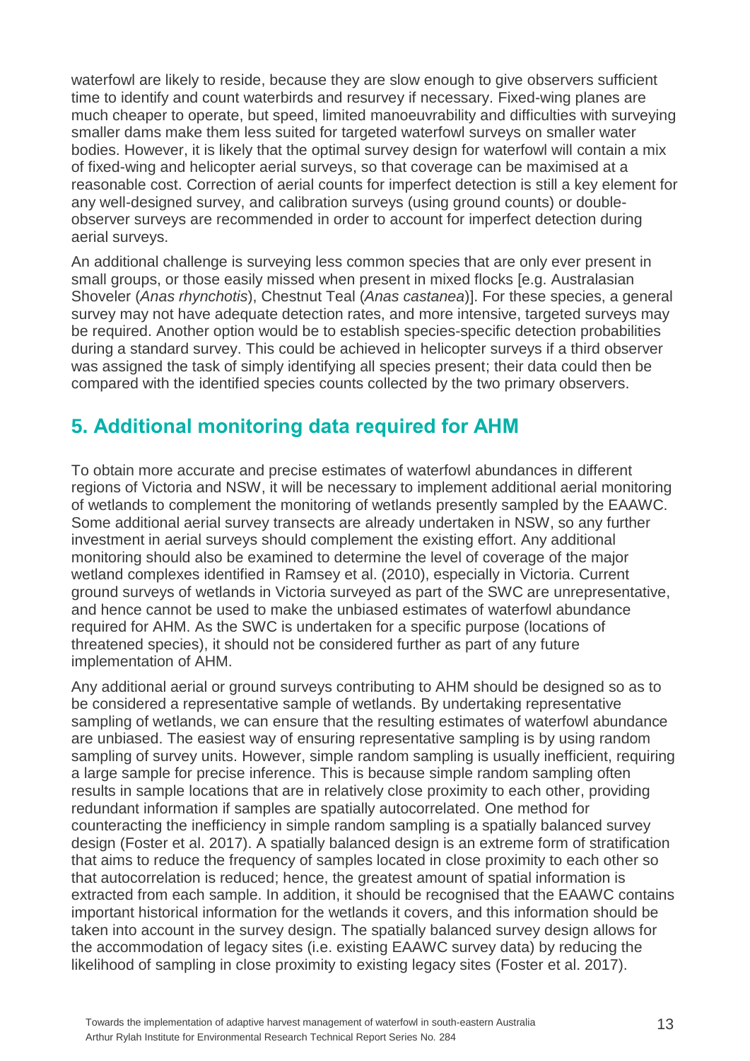waterfowl are likely to reside, because they are slow enough to give observers sufficient time to identify and count waterbirds and resurvey if necessary. Fixed-wing planes are much cheaper to operate, but speed, limited manoeuvrability and difficulties with surveying smaller dams make them less suited for targeted waterfowl surveys on smaller water bodies. However, it is likely that the optimal survey design for waterfowl will contain a mix of fixed-wing and helicopter aerial surveys, so that coverage can be maximised at a reasonable cost. Correction of aerial counts for imperfect detection is still a key element for any well-designed survey, and calibration surveys (using ground counts) or double-observer surveys are recommended in order to account for imperfect detection during aerial surveys.

An additional challenge is surveying less common species that are only ever present in small groups, or those easily missed when present in mixed flocks [e.g. Australasian Shoveler (*Anas rhynchotis*), Chestnut Teal (*Anas castanea*)]. For these species, a general survey may not have adequate detection rates, and more intensive, targeted surveys may be required. Another option would be to establish species-specific detection probabilities during a standard survey. This could be achieved in helicopter surveys if a third observer was assigned the task of simply identifying all species present; their data could then be compared with the identified species counts collected by the two primary observers.

## 5. Additional monitoring data required for AHM

To obtain more accurate and precise estimates of waterfowl abundances in different regions of Victoria and NSW, it will be necessary to implement additional aerial monitoring of wetlands to complement the monitoring of wetlands presently sampled by the EAAWC. Some additional aerial survey transects are already undertaken in NSW, so any further investment in aerial surveys should complement the existing effort. Any additional monitoring should also be examined to determine the level of coverage of the major wetland complexes identified in Ramsey et al. (2010), especially in Victoria. Current ground surveys of wetlands in Victoria surveyed as part of the SWC are unrepresentative, and hence cannot be used to make the unbiased estimates of waterfowl abundance required for AHM. As the SWC is undertaken for a specific purpose (locations of threatened species), it should not be considered further as part of any future implementation of AHM.

Any additional aerial or ground surveys contributing to AHM should be designed so as to be considered a representative sample of wetlands. By undertaking representative sampling of wetlands, we can ensure that the resulting estimates of waterfowl abundance are unbiased. The easiest way of ensuring representative sampling is by using random sampling of survey units. However, simple random sampling is usually inefficient, requiring a large sample for precise inference. This is because simple random sampling often results in sample locations that are in relatively close proximity to each other, providing redundant information if samples are spatially autocorrelated. One method for counteracting the inefficiency in simple random sampling is a spatially balanced survey design (Foster et al. 2017). A spatially balanced design is an extreme form of stratification that aims to reduce the frequency of samples located in close proximity to each other so that autocorrelation is reduced; hence, the greatest amount of spatial information is extracted from each sample. In addition, it should be recognised that the EAAWC contains important historical information for the wetlands it covers, and this information should be taken into account in the survey design. The spatially balanced survey design allows for the accommodation of legacy sites (i.e. existing EAAWC survey data) by reducing the likelihood of sampling in close proximity to existing legacy sites (Foster et al. 2017).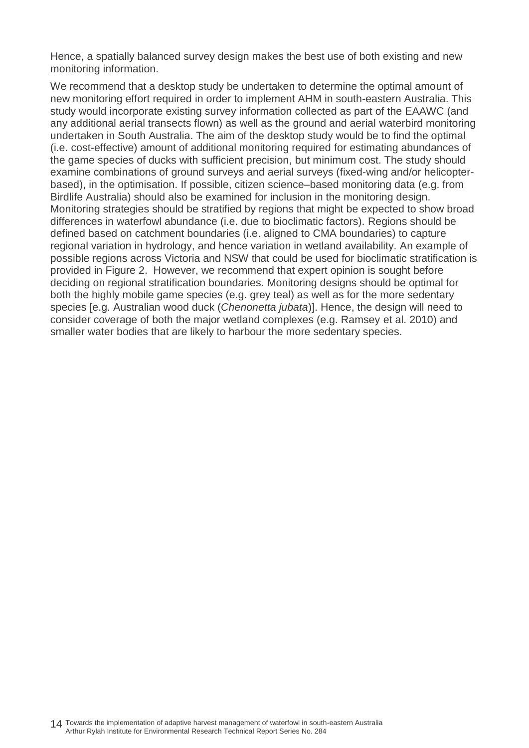Hence, a spatially balanced survey design makes the best use of both existing and new monitoring information.

We recommend that a desktop study be undertaken to determine the optimal amount of new monitoring effort required in order to implement AHM in south-eastern Australia. This study would incorporate existing survey information collected as part of the EAAWC (and any additional aerial transects flown) as well as the ground and aerial waterbird monitoring undertaken in South Australia. The aim of the desktop study would be to find the optimal (i.e. cost-effective) amount of additional monitoring required for estimating abundances of the game species of ducks with sufficient precision, but minimum cost. The study should examine combinations of ground surveys and aerial surveys (fixed-wing and/or helicopter-based), in the optimisation. If possible, citizen science–based monitoring data (e.g. from Birdlife Australia) should also be examined for inclusion in the monitoring design. Monitoring strategies should be stratified by regions that might be expected to show broad differences in waterfowl abundance (i.e. due to bioclimatic factors). Regions should be defined based on catchment boundaries (i.e. aligned to CMA boundaries) to capture regional variation in hydrology, and hence variation in wetland availability. An example of possible regions across Victoria and NSW that could be used for bioclimatic stratification is provided in Figure 2. However, we recommend that expert opinion is sought before deciding on regional stratification boundaries. Monitoring designs should be optimal for both the highly mobile game species (e.g. grey teal) as well as for the more sedentary species [e.g. Australian wood duck (*Chenonetta jubata*)]. Hence, the design will need to consider coverage of both the major wetland complexes (e.g. Ramsey et al. 2010) and smaller water bodies that are likely to harbour the more sedentary species.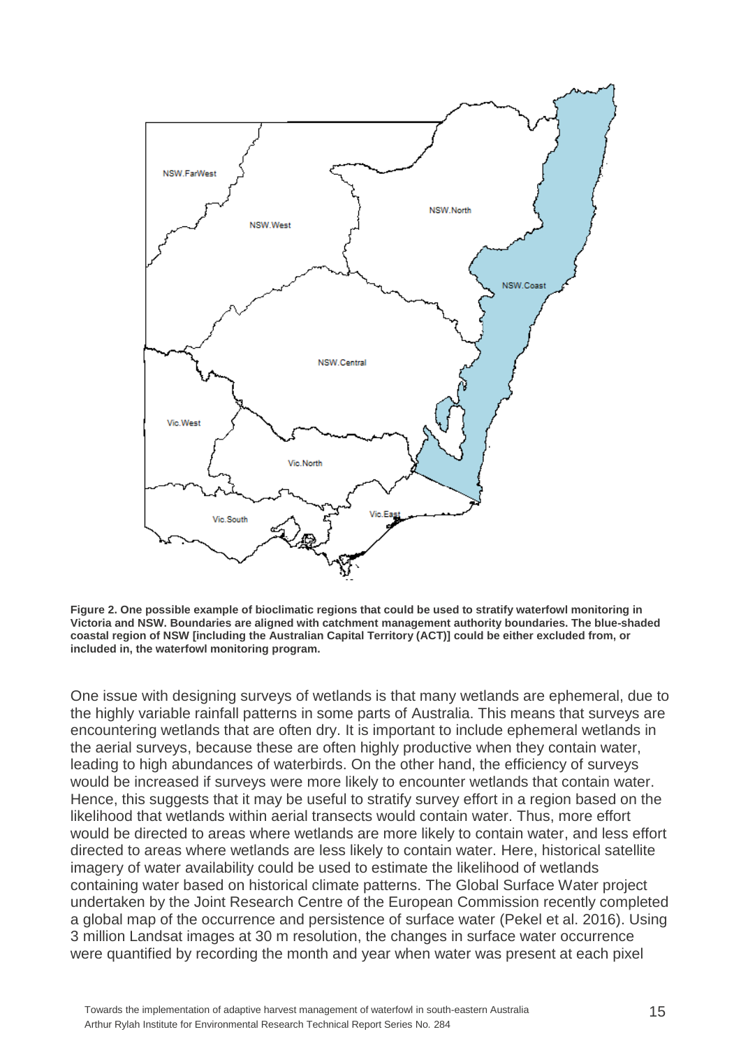**Figure 2. One possible example of bioclimatic regions that could be used to stratify waterfowl monitoring in Victoria and NSW. Boundaries are aligned with catchment management authority boundaries. The blue-shaded coastal region of NSW [including the Australian Capital Territory (ACT)] could be either excluded from, or included in, the waterfowl monitoring program.**

One issue with designing surveys of wetlands is that many wetlands are ephemeral, due to the highly variable rainfall patterns in some parts of Australia. This means that surveys are encountering wetlands that are often dry. It is important to include ephemeral wetlands in the aerial surveys, because these are often highly productive when they contain water, leading to high abundances of waterbirds. On the other hand, the efficiency of surveys would be increased if surveys were more likely to encounter wetlands that contain water. Hence, this suggests that it may be useful to stratify survey effort in a region based on the likelihood that wetlands within aerial transects would contain water. Thus, more effort would be directed to areas where wetlands are more likely to contain water, and less effort directed to areas where wetlands are less likely to contain water. Here, historical satellite imagery of water availability could be used to estimate the likelihood of wetlands containing water based on historical climate patterns. The Global Surface Water project undertaken by the Joint Research Centre of the European Commission recently completed a global map of the occurrence and persistence of surface water (Pekel et al. 2016). Using 3 million Landsat images at 30 m resolution, the changes in surface water occurrence were quantified by recording the month and year when water was present at each pixel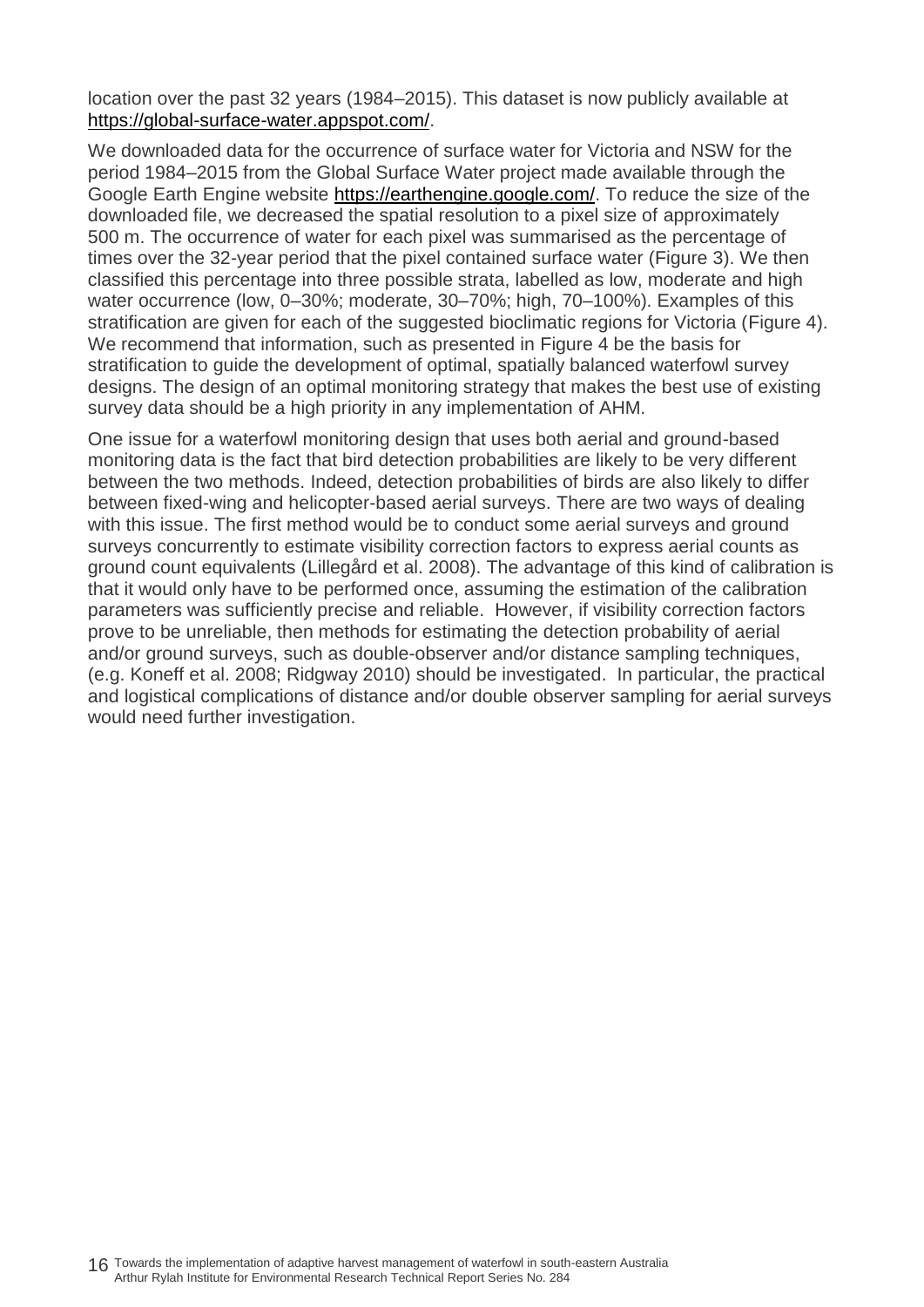location over the past 32 years (1984–2015). This dataset is now publicly available at https://global-surface-water.appspot.com/.

We downloaded data for the occurrence of surface water for Victoria and NSW for the period 1984–2015 from the Global Surface Water project made available through the Google Earth Engine website https://earthengine.google.com/. To reduce the size of the downloaded file, we decreased the spatial resolution to a pixel size of approximately 500 m. The occurrence of water for each pixel was summarised as the percentage of times over the 32-year period that the pixel contained surface water (Figure 3). We then classified this percentage into three possible strata, labelled as low, moderate and high water occurrence (low, 0–30%; moderate, 30–70%; high, 70–100%). Examples of this stratification are given for each of the suggested bioclimatic regions for Victoria (Figure 4). We recommend that information, such as presented in Figure 4 be the basis for stratification to guide the development of optimal, spatially balanced waterfowl survey designs. The design of an optimal monitoring strategy that makes the best use of existing survey data should be a high priority in any implementation of AHM.

One issue for a waterfowl monitoring design that uses both aerial and ground-based monitoring data is the fact that bird detection probabilities are likely to be very different between the two methods. Indeed, detection probabilities of birds are also likely to differ between fixed-wing and helicopter-based aerial surveys. There are two ways of dealing with this issue. The first method would be to conduct some aerial surveys and ground surveys concurrently to estimate visibility correction factors to express aerial counts as ground count equivalents (Lillegård et al. 2008). The advantage of this kind of calibration is that it would only have to be performed once, assuming the estimation of the calibration parameters was sufficiently precise and reliable. However, if visibility correction factors prove to be unreliable, then methods for estimating the detection probability of aerial and/or ground surveys, such as double-observer and/or distance sampling techniques, (e.g. Koneff et al. 2008; Ridgway 2010) should be investigated. In particular, the practical and logistical complications of distance and/or double observer sampling for aerial surveys would need further investigation.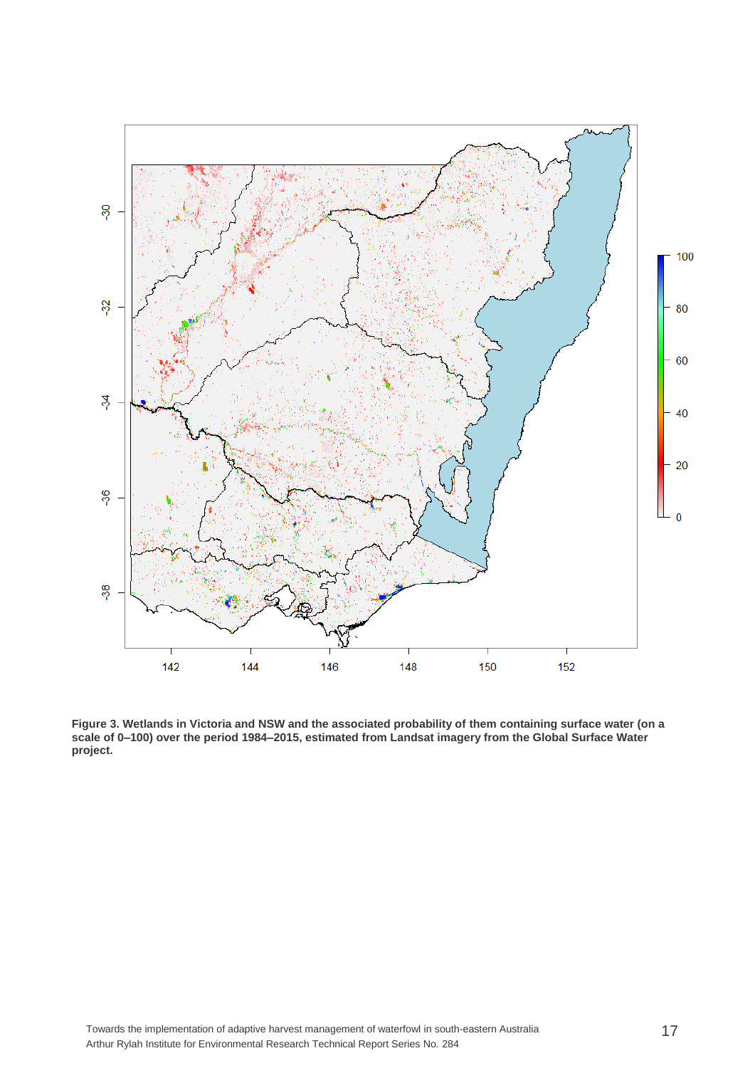**Figure 3. Wetlands in Victoria and NSW and the associated probability of them containing surface water (on a scale of 0–100) over the period 1984–2015, estimated from Landsat imagery from the Global Surface Water project.**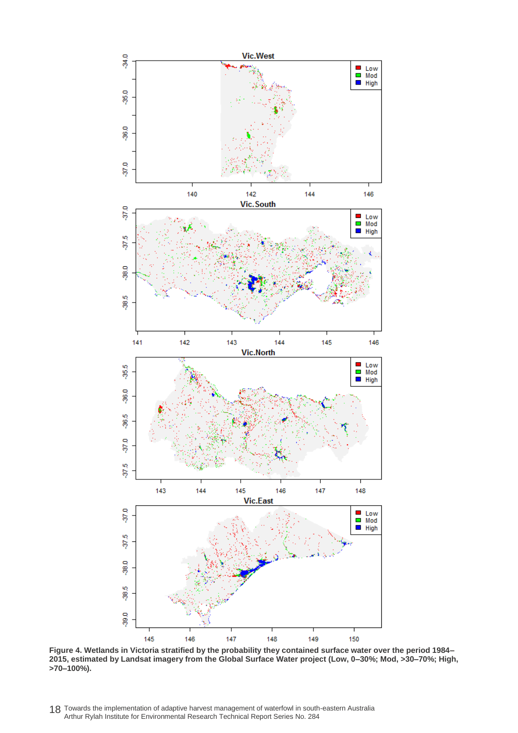**Figure 4. Wetlands in Victoria stratified by the probability they contained surface water over the period 1984–2015, estimated by Landsat imagery from the Global Surface Water project (Low, 0–30%; Mod, >30–70%; High, >70–100%).**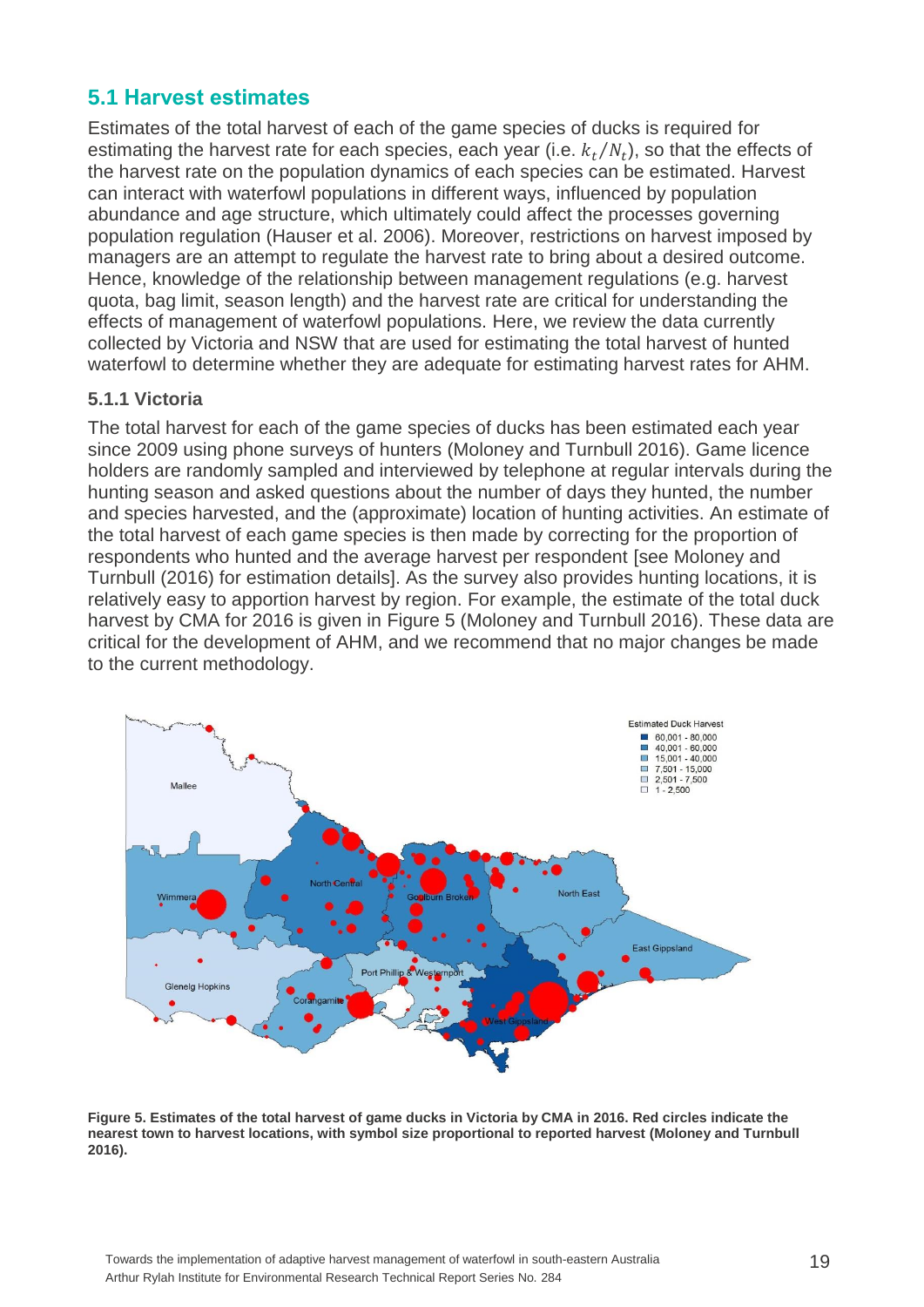## 5.1 Harvest estimates

Estimates of the total harvest of each of the game species of ducks is required for estimating the harvest rate for each species, each year (i.e. $k_t/N_t$), so that the effects of the harvest rate on the population dynamics of each species can be estimated. Harvest can interact with waterfowl populations in different ways, influenced by population abundance and age structure, which ultimately could affect the processes governing population regulation (Hauser et al. 2006). Moreover, restrictions on harvest imposed by managers are an attempt to regulate the harvest rate to bring about a desired outcome. Hence, knowledge of the relationship between management regulations (e.g. harvest quota, bag limit, season length) and the harvest rate are critical for understanding the effects of management of waterfowl populations. Here, we review the data currently collected by Victoria and NSW that are used for estimating the total harvest of hunted waterfowl to determine whether they are adequate for estimating harvest rates for AHM.

### 5.1.1 Victoria

The total harvest for each of the game species of ducks has been estimated each year since 2009 using phone surveys of hunters (Moloney and Turnbull 2016). Game licence holders are randomly sampled and interviewed by telephone at regular intervals during the hunting season and asked questions about the number of days they hunted, the number and species harvested, and the (approximate) location of hunting activities. An estimate of the total harvest of each game species is then made by correcting for the proportion of respondents who hunted and the average harvest per respondent [see Moloney and Turnbull (2016) for estimation details]. As the survey also provides hunting locations, it is relatively easy to apportion harvest by region. For example, the estimate of the total duck harvest by CMA for 2016 is given in Figure 5 (Moloney and Turnbull 2016). These data are critical for the development of AHM, and we recommend that no major changes be made to the current methodology.

**Figure 5. Estimates of the total harvest of game ducks in Victoria by CMA in 2016. Red circles indicate the nearest town to harvest locations, with symbol size proportional to reported harvest (Moloney and Turnbull 2016).**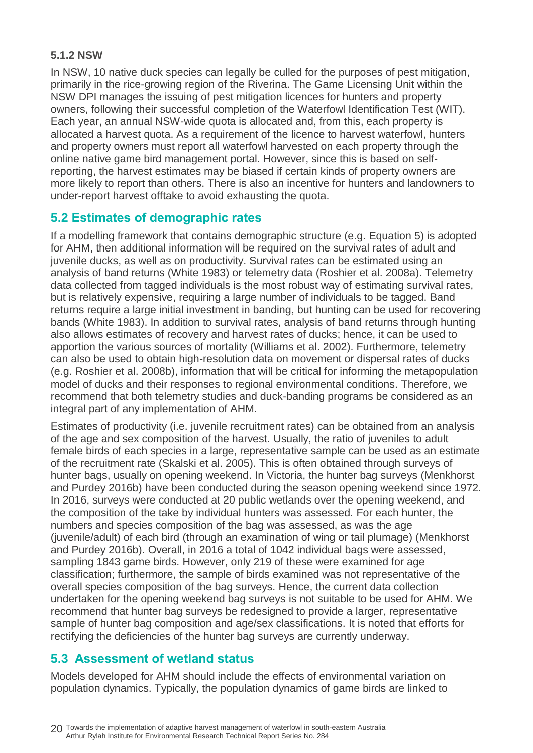### 5.1.2 NSW

In NSW, 10 native duck species can legally be culled for the purposes of pest mitigation, primarily in the rice-growing region of the Riverina. The Game Licensing Unit within the NSW DPI manages the issuing of pest mitigation licences for hunters and property owners, following their successful completion of the Waterfowl Identification Test (WIT). Each year, an annual NSW-wide quota is allocated and, from this, each property is allocated a harvest quota. As a requirement of the licence to harvest waterfowl, hunters and property owners must report all waterfowl harvested on each property through the online native game bird management portal. However, since this is based on self-reporting, the harvest estimates may be biased if certain kinds of property owners are more likely to report than others. There is also an incentive for hunters and landowners to under-report harvest offtake to avoid exhausting the quota.

## 5.2 Estimates of demographic rates

If a modelling framework that contains demographic structure (e.g. Equation 5) is adopted for AHM, then additional information will be required on the survival rates of adult and juvenile ducks, as well as on productivity. Survival rates can be estimated using an analysis of band returns (White 1983) or telemetry data (Roshier et al. 2008a). Telemetry data collected from tagged individuals is the most robust way of estimating survival rates, but is relatively expensive, requiring a large number of individuals to be tagged. Band returns require a large initial investment in banding, but hunting can be used for recovering bands (White 1983). In addition to survival rates, analysis of band returns through hunting also allows estimates of recovery and harvest rates of ducks; hence, it can be used to apportion the various sources of mortality (Williams et al. 2002). Furthermore, telemetry can also be used to obtain high-resolution data on movement or dispersal rates of ducks (e.g. Roshier et al. 2008b), information that will be critical for informing the metapopulation model of ducks and their responses to regional environmental conditions. Therefore, we recommend that both telemetry studies and duck-banding programs be considered as an integral part of any implementation of AHM.

Estimates of productivity (i.e. juvenile recruitment rates) can be obtained from an analysis of the age and sex composition of the harvest. Usually, the ratio of juveniles to adult female birds of each species in a large, representative sample can be used as an estimate of the recruitment rate (Skalski et al. 2005). This is often obtained through surveys of hunter bags, usually on opening weekend. In Victoria, the hunter bag surveys (Menkhorst and Purdey 2016b) have been conducted during the season opening weekend since 1972. In 2016, surveys were conducted at 20 public wetlands over the opening weekend, and the composition of the take by individual hunters was assessed. For each hunter, the numbers and species composition of the bag was assessed, as was the age (juvenile/adult) of each bird (through an examination of wing or tail plumage) (Menkhorst and Purdey 2016b). Overall, in 2016 a total of 1042 individual bags were assessed, sampling 1843 game birds. However, only 219 of these were examined for age classification; furthermore, the sample of birds examined was not representative of the overall species composition of the bag surveys. Hence, the current data collection undertaken for the opening weekend bag surveys is not suitable to be used for AHM. We recommend that hunter bag surveys be redesigned to provide a larger, representative sample of hunter bag composition and age/sex classifications. It is noted that efforts for rectifying the deficiencies of the hunter bag surveys are currently underway.

## 5.3 Assessment of wetland status

Models developed for AHM should include the effects of environmental variation on population dynamics. Typically, the population dynamics of game birds are linked to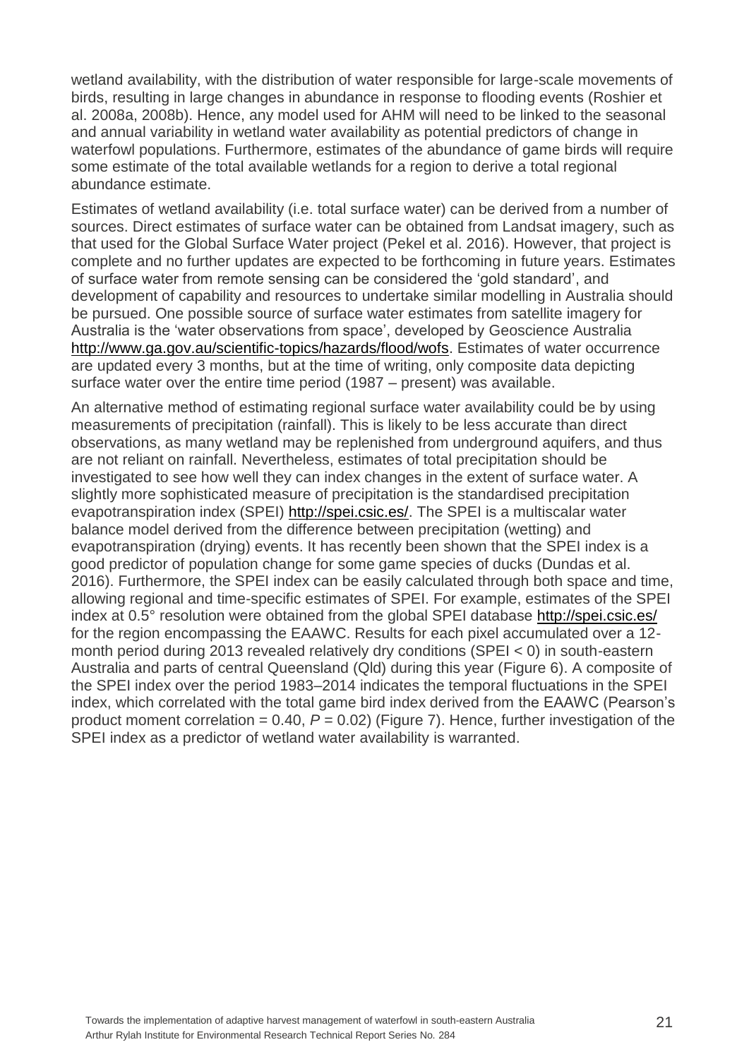wetland availability, with the distribution of water responsible for large-scale movements of birds, resulting in large changes in abundance in response to flooding events (Roshier et al. 2008a, 2008b). Hence, any model used for AHM will need to be linked to the seasonal and annual variability in wetland water availability as potential predictors of change in waterfowl populations. Furthermore, estimates of the abundance of game birds will require some estimate of the total available wetlands for a region to derive a total regional abundance estimate.

Estimates of wetland availability (i.e. total surface water) can be derived from a number of sources. Direct estimates of surface water can be obtained from Landsat imagery, such as that used for the Global Surface Water project (Pekel et al. 2016). However, that project is complete and no further updates are expected to be forthcoming in future years. Estimates of surface water from remote sensing can be considered the 'gold standard', and development of capability and resources to undertake similar modelling in Australia should be pursued. One possible source of surface water estimates from satellite imagery for Australia is the 'water observations from space', developed by Geoscience Australia http://www.ga.gov.au/scientific-topics/hazards/flood/wofs. Estimates of water occurrence are updated every 3 months, but at the time of writing, only composite data depicting surface water over the entire time period (1987 – present) was available.

An alternative method of estimating regional surface water availability could be by using measurements of precipitation (rainfall). This is likely to be less accurate than direct observations, as many wetland may be replenished from underground aquifers, and thus are not reliant on rainfall. Nevertheless, estimates of total precipitation should be investigated to see how well they can index changes in the extent of surface water. A slightly more sophisticated measure of precipitation is the standardised precipitation evapotranspiration index (SPEI) http://spei.csic.es/. The SPEI is a multiscalar water balance model derived from the difference between precipitation (wetting) and evapotranspiration (drying) events. It has recently been shown that the SPEI index is a good predictor of population change for some game species of ducks (Dundas et al. 2016). Furthermore, the SPEI index can be easily calculated through both space and time, allowing regional and time-specific estimates of SPEI. For example, estimates of the SPEI index at 0.5° resolution were obtained from the global SPEI database http://spei.csic.es/ for the region encompassing the EAAWC. Results for each pixel accumulated over a 12-month period during 2013 revealed relatively dry conditions (SPEI < 0) in south-eastern Australia and parts of central Queensland (Qld) during this year (Figure 6). A composite of the SPEI index over the period 1983–2014 indicates the temporal fluctuations in the SPEI index, which correlated with the total game bird index derived from the EAAWC (Pearson's product moment correlation = 0.40, $P = 0.02$) (Figure 7). Hence, further investigation of the SPEI index as a predictor of wetland water availability is warranted.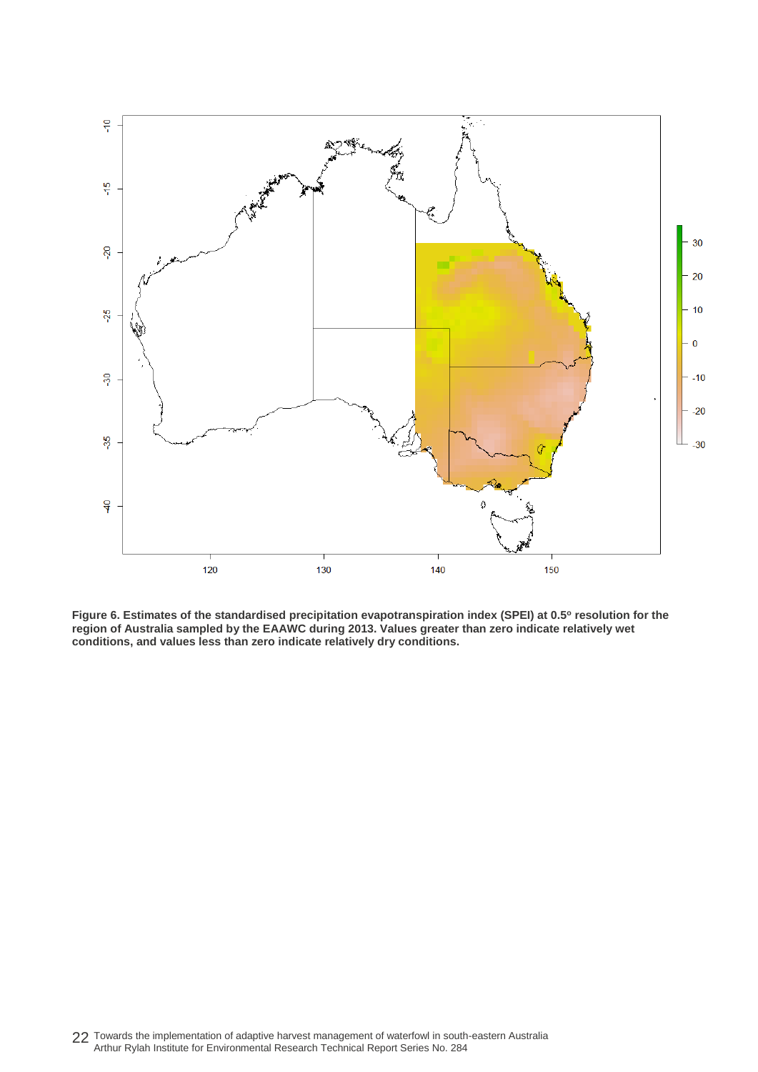**Figure 6. Estimates of the standardised precipitation evapotranspiration index (SPEI) at 0.5º resolution for the region of Australia sampled by the EAAWC during 2013. Values greater than zero indicate relatively wet conditions, and values less than zero indicate relatively dry conditions.**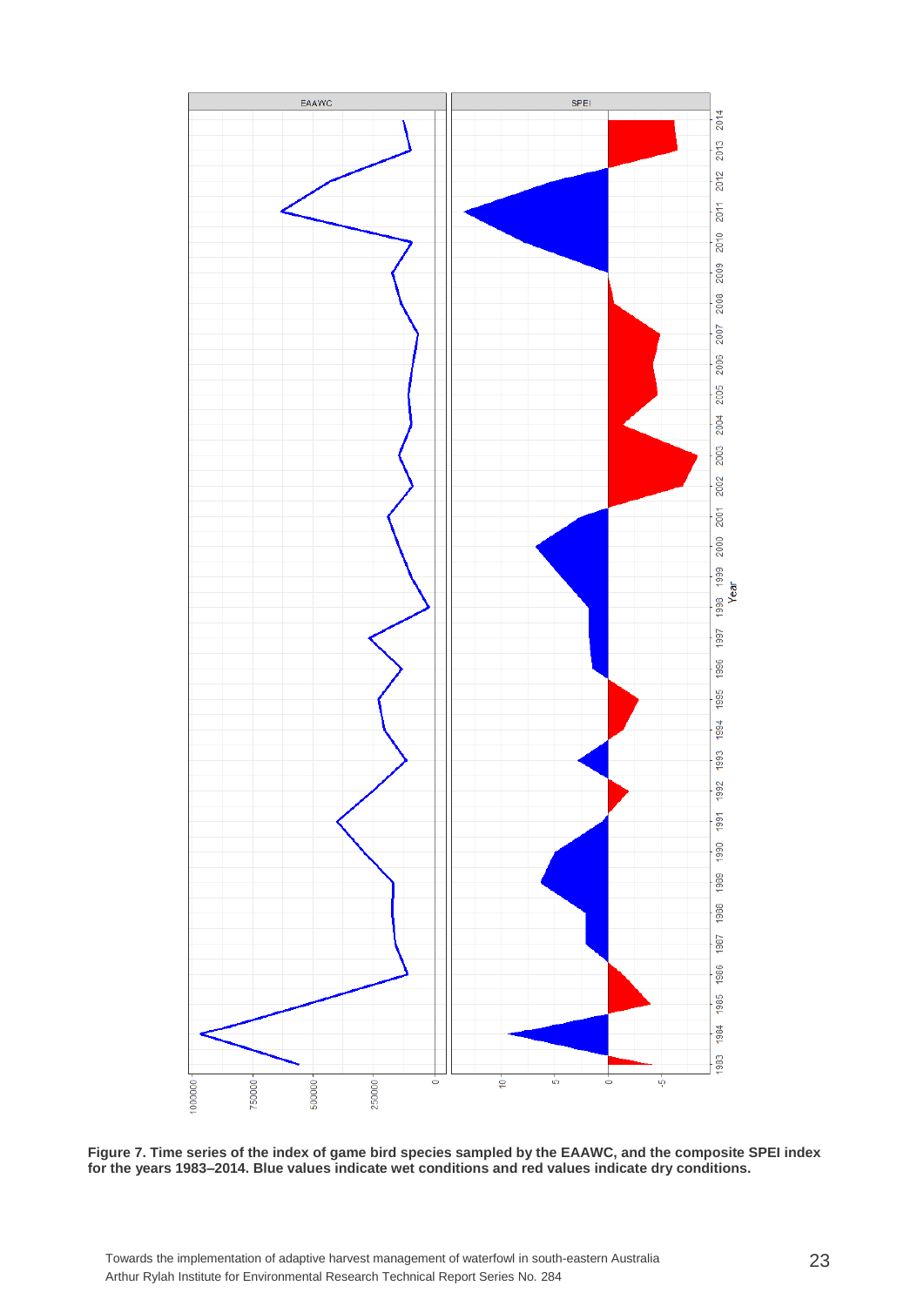**Figure 7. Time series of the index of game bird species sampled by the EAAWC, and the composite SPEI index for the years 1983–2014. Blue values indicate wet conditions and red values indicate dry conditions.**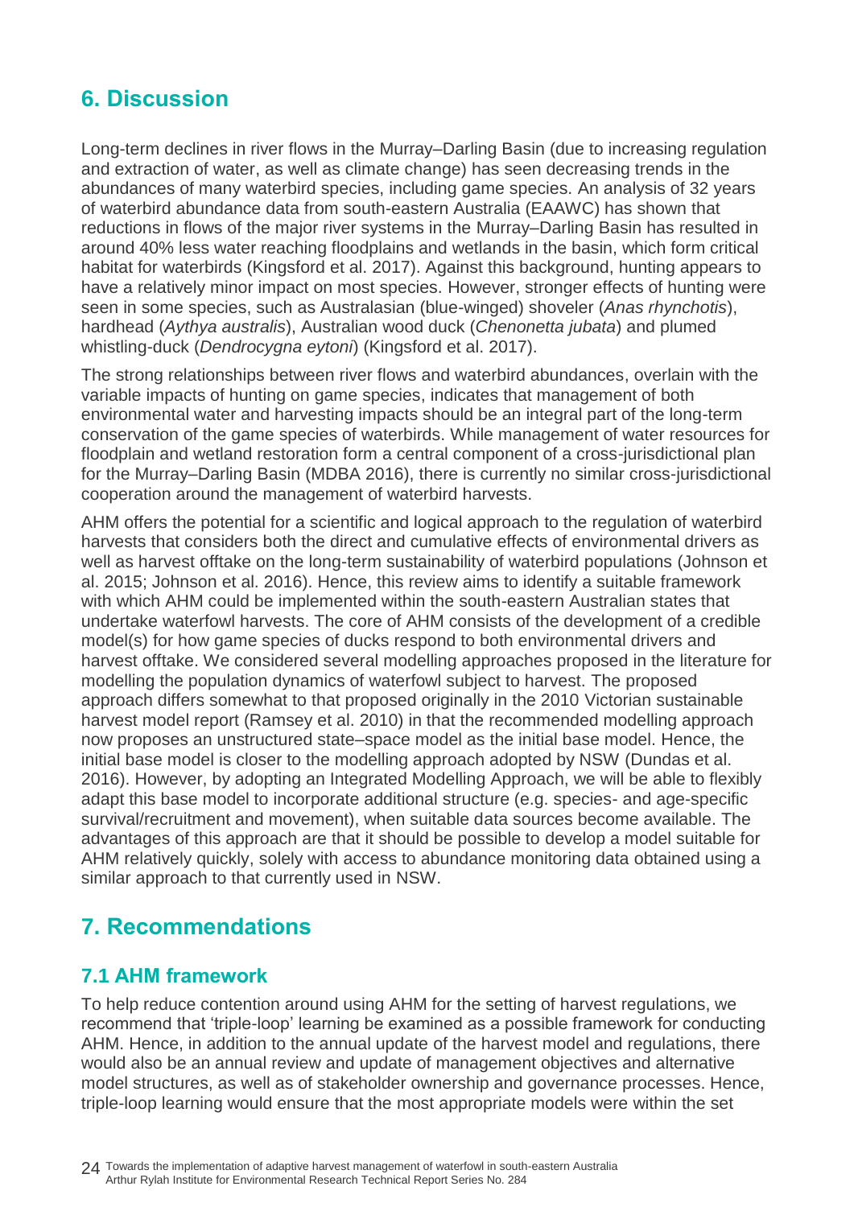## 6. Discussion

Long-term declines in river flows in the Murray–Darling Basin (due to increasing regulation and extraction of water, as well as climate change) has seen decreasing trends in the abundances of many waterbird species, including game species. An analysis of 32 years of waterbird abundance data from south-eastern Australia (EAAWC) has shown that reductions in flows of the major river systems in the Murray–Darling Basin has resulted in around 40% less water reaching floodplains and wetlands in the basin, which form critical habitat for waterbirds (Kingsford et al. 2017). Against this background, hunting appears to have a relatively minor impact on most species. However, stronger effects of hunting were seen in some species, such as Australasian (blue-winged) shoveler (*Anas rhynchotis*), hardhead (*Aythya australis*), Australian wood duck (*Chenonetta jubata*) and plumed whistling-duck (*Dendrocygna eytoni*) (Kingsford et al. 2017).

The strong relationships between river flows and waterbird abundances, overlain with the variable impacts of hunting on game species, indicates that management of both environmental water and harvesting impacts should be an integral part of the long-term conservation of the game species of waterbirds. While management of water resources for floodplain and wetland restoration form a central component of a cross-jurisdictional plan for the Murray–Darling Basin (MDBA 2016), there is currently no similar cross-jurisdictional cooperation around the management of waterbird harvests.

AHM offers the potential for a scientific and logical approach to the regulation of waterbird harvests that considers both the direct and cumulative effects of environmental drivers as well as harvest offtake on the long-term sustainability of waterbird populations (Johnson et al. 2015; Johnson et al. 2016). Hence, this review aims to identify a suitable framework with which AHM could be implemented within the south-eastern Australian states that undertake waterfowl harvests. The core of AHM consists of the development of a credible model(s) for how game species of ducks respond to both environmental drivers and harvest offtake. We considered several modelling approaches proposed in the literature for modelling the population dynamics of waterfowl subject to harvest. The proposed approach differs somewhat to that proposed originally in the 2010 Victorian sustainable harvest model report (Ramsey et al. 2010) in that the recommended modelling approach now proposes an unstructured state–space model as the initial base model. Hence, the initial base model is closer to the modelling approach adopted by NSW (Dundas et al. 2016). However, by adopting an Integrated Modelling Approach, we will be able to flexibly adapt this base model to incorporate additional structure (e.g. species- and age-specific survival/recruitment and movement), when suitable data sources become available. The advantages of this approach are that it should be possible to develop a model suitable for AHM relatively quickly, solely with access to abundance monitoring data obtained using a similar approach to that currently used in NSW.

## 7. Recommendations

### 7.1 AHM framework

To help reduce contention around using AHM for the setting of harvest regulations, we recommend that 'triple-loop' learning be examined as a possible framework for conducting AHM. Hence, in addition to the annual update of the harvest model and regulations, there would also be an annual review and update of management objectives and alternative model structures, as well as of stakeholder ownership and governance processes. Hence, triple-loop learning would ensure that the most appropriate models were within the set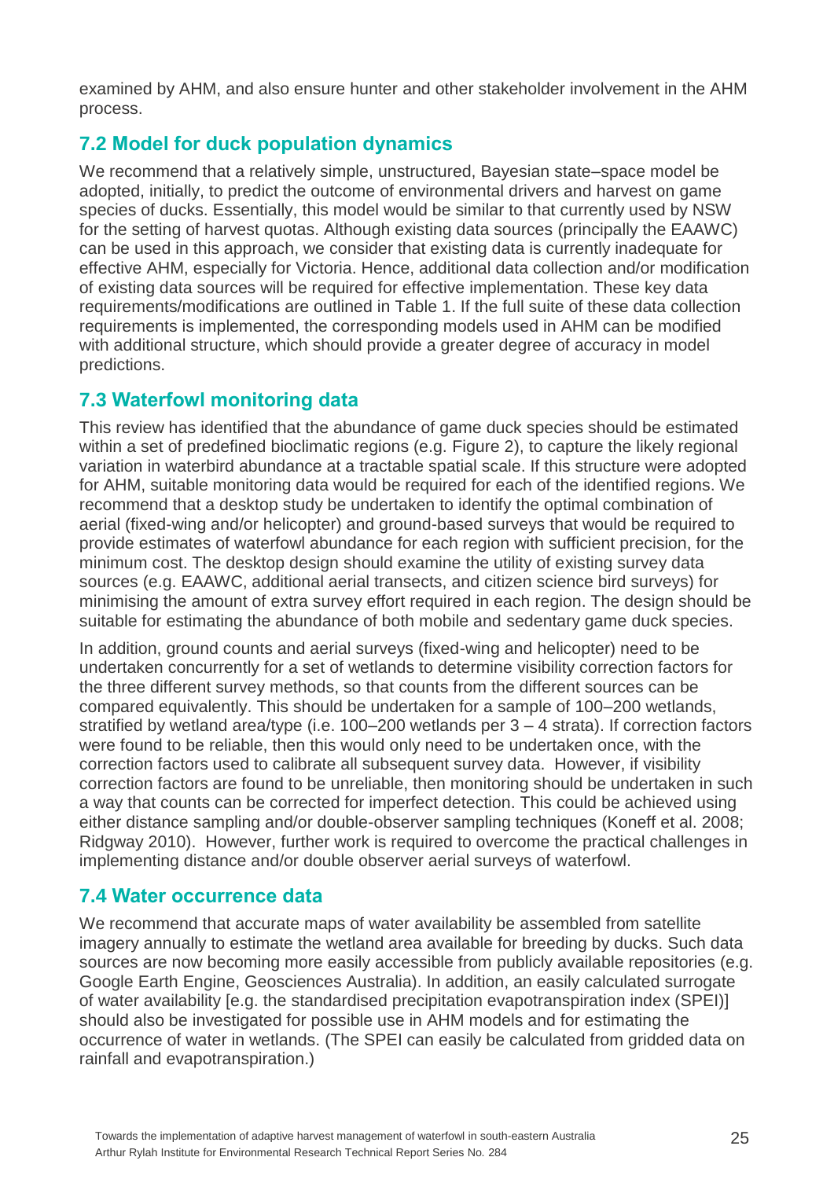examined by AHM, and also ensure hunter and other stakeholder involvement in the AHM process.

## 7.2 Model for duck population dynamics

We recommend that a relatively simple, unstructured, Bayesian state–space model be adopted, initially, to predict the outcome of environmental drivers and harvest on game species of ducks. Essentially, this model would be similar to that currently used by NSW for the setting of harvest quotas. Although existing data sources (principally the EAAWC) can be used in this approach, we consider that existing data is currently inadequate for effective AHM, especially for Victoria. Hence, additional data collection and/or modification of existing data sources will be required for effective implementation. These key data requirements/modifications are outlined in Table 1. If the full suite of these data collection requirements is implemented, the corresponding models used in AHM can be modified with additional structure, which should provide a greater degree of accuracy in model predictions.

## 7.3 Waterfowl monitoring data

This review has identified that the abundance of game duck species should be estimated within a set of predefined bioclimatic regions (e.g. Figure 2), to capture the likely regional variation in waterbird abundance at a tractable spatial scale. If this structure were adopted for AHM, suitable monitoring data would be required for each of the identified regions. We recommend that a desktop study be undertaken to identify the optimal combination of aerial (fixed-wing and/or helicopter) and ground-based surveys that would be required to provide estimates of waterfowl abundance for each region with sufficient precision, for the minimum cost. The desktop design should examine the utility of existing survey data sources (e.g. EAAWC, additional aerial transects, and citizen science bird surveys) for minimising the amount of extra survey effort required in each region. The design should be suitable for estimating the abundance of both mobile and sedentary game duck species.

In addition, ground counts and aerial surveys (fixed-wing and helicopter) need to be undertaken concurrently for a set of wetlands to determine visibility correction factors for the three different survey methods, so that counts from the different sources can be compared equivalently. This should be undertaken for a sample of 100–200 wetlands, stratified by wetland area/type (i.e. 100–200 wetlands per 3 – 4 strata). If correction factors were found to be reliable, then this would only need to be undertaken once, with the correction factors used to calibrate all subsequent survey data. However, if visibility correction factors are found to be unreliable, then monitoring should be undertaken in such a way that counts can be corrected for imperfect detection. This could be achieved using either distance sampling and/or double-observer sampling techniques (Koneff et al. 2008; Ridgway 2010). However, further work is required to overcome the practical challenges in implementing distance and/or double observer aerial surveys of waterfowl.

## 7.4 Water occurrence data

We recommend that accurate maps of water availability be assembled from satellite imagery annually to estimate the wetland area available for breeding by ducks. Such data sources are now becoming more easily accessible from publicly available repositories (e.g. Google Earth Engine, Geosciences Australia). In addition, an easily calculated surrogate of water availability [e.g. the standardised precipitation evapotranspiration index (SPEI)] should also be investigated for possible use in AHM models and for estimating the occurrence of water in wetlands. (The SPEI can easily be calculated from gridded data on rainfall and evapotranspiration.)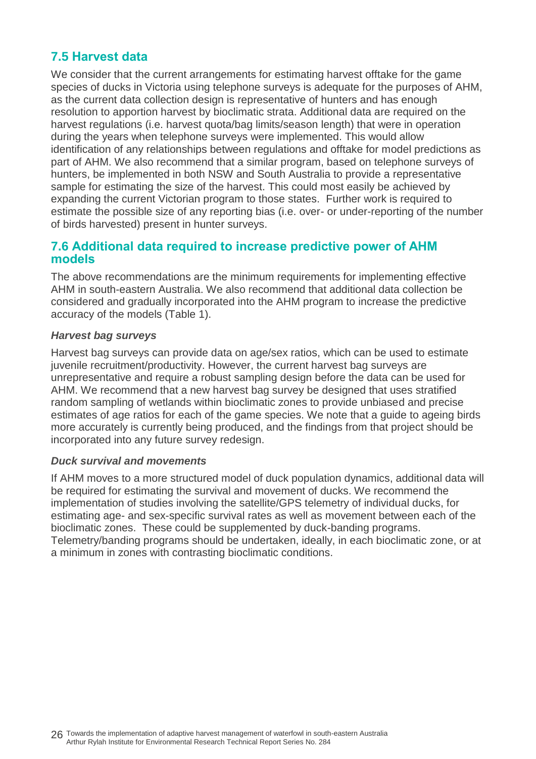## 7.5 Harvest data

We consider that the current arrangements for estimating harvest offtake for the game species of ducks in Victoria using telephone surveys is adequate for the purposes of AHM, as the current data collection design is representative of hunters and has enough resolution to apportion harvest by bioclimatic strata. Additional data are required on the harvest regulations (i.e. harvest quota/bag limits/season length) that were in operation during the years when telephone surveys were implemented. This would allow identification of any relationships between regulations and offtake for model predictions as part of AHM. We also recommend that a similar program, based on telephone surveys of hunters, be implemented in both NSW and South Australia to provide a representative sample for estimating the size of the harvest. This could most easily be achieved by expanding the current Victorian program to those states. Further work is required to estimate the possible size of any reporting bias (i.e. over- or under-reporting of the number of birds harvested) present in hunter surveys.

## 7.6 Additional data required to increase predictive power of AHM models

The above recommendations are the minimum requirements for implementing effective AHM in south-eastern Australia. We also recommend that additional data collection be considered and gradually incorporated into the AHM program to increase the predictive accuracy of the models (Table 1).

### *Harvest bag surveys*

Harvest bag surveys can provide data on age/sex ratios, which can be used to estimate juvenile recruitment/productivity. However, the current harvest bag surveys are unrepresentative and require a robust sampling design before the data can be used for AHM. We recommend that a new harvest bag survey be designed that uses stratified random sampling of wetlands within bioclimatic zones to provide unbiased and precise estimates of age ratios for each of the game species. We note that a guide to ageing birds more accurately is currently being produced, and the findings from that project should be incorporated into any future survey redesign.

### *Duck survival and movements*

If AHM moves to a more structured model of duck population dynamics, additional data will be required for estimating the survival and movement of ducks. We recommend the implementation of studies involving the satellite/GPS telemetry of individual ducks, for estimating age- and sex-specific survival rates as well as movement between each of the bioclimatic zones. These could be supplemented by duck-banding programs. Telemetry/banding programs should be undertaken, ideally, in each bioclimatic zone, or at a minimum in zones with contrasting bioclimatic conditions.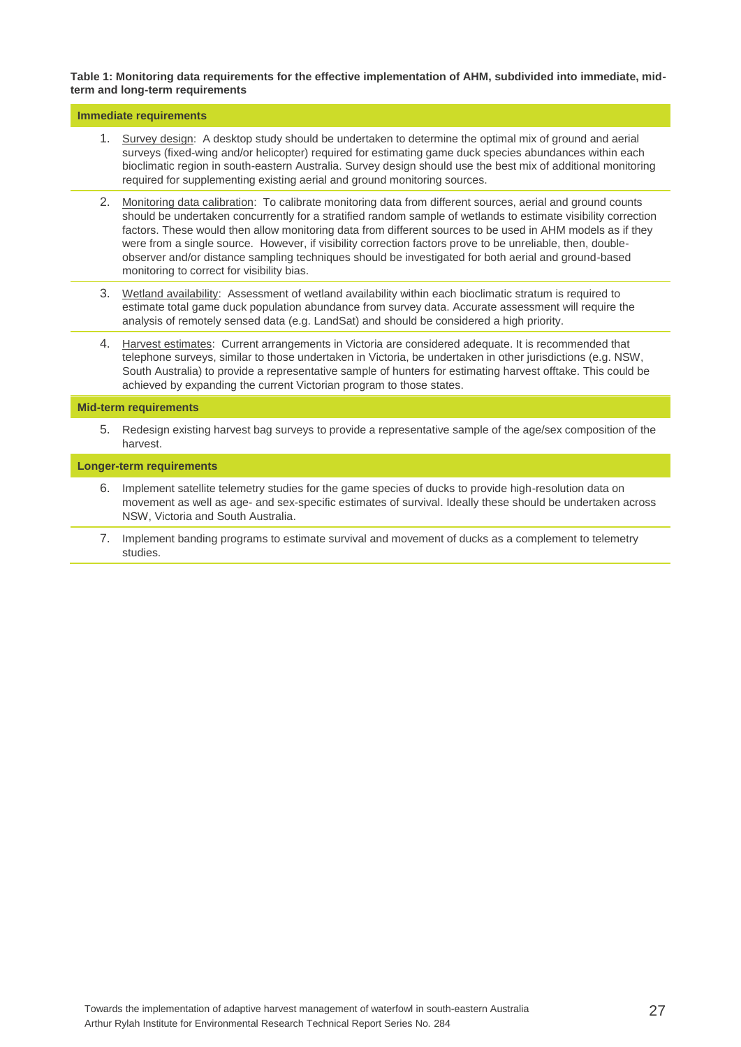**Table 1: Monitoring data requirements for the effective implementation of AHM, subdivided into immediate, mid-term and long-term requirements**

**Immediate requirements**

1. Survey design: A desktop study should be undertaken to determine the optimal mix of ground and aerial surveys (fixed-wing and/or helicopter) required for estimating game duck species abundances within each bioclimatic region in south-eastern Australia. Survey design should use the best mix of additional monitoring required for supplementing existing aerial and ground monitoring sources.
2. Monitoring data calibration: To calibrate monitoring data from different sources, aerial and ground counts should be undertaken concurrently for a stratified random sample of wetlands to estimate visibility correction factors. These would then allow monitoring data from different sources to be used in AHM models as if they were from a single source. However, if visibility correction factors prove to be unreliable, then, double-observer and/or distance sampling techniques should be investigated for both aerial and ground-based monitoring to correct for visibility bias.
3. Wetland availability: Assessment of wetland availability within each bioclimatic stratum is required to estimate total game duck population abundance from survey data. Accurate assessment will require the analysis of remotely sensed data (e.g. LandSat) and should be considered a high priority.
4. Harvest estimates: Current arrangements in Victoria are considered adequate. It is recommended that telephone surveys, similar to those undertaken in Victoria, be undertaken in other jurisdictions (e.g. NSW, South Australia) to provide a representative sample of hunters for estimating harvest offtake. This could be achieved by expanding the current Victorian program to those states.

**Mid-term requirements**

5. Redesign existing harvest bag surveys to provide a representative sample of the age/sex composition of the harvest.

**Longer-term requirements**

6. Implement satellite telemetry studies for the game species of ducks to provide high-resolution data on movement as well as age- and sex-specific estimates of survival. Ideally these should be undertaken across NSW, Victoria and South Australia.
7. Implement banding programs to estimate survival and movement of ducks as a complement to telemetry studies.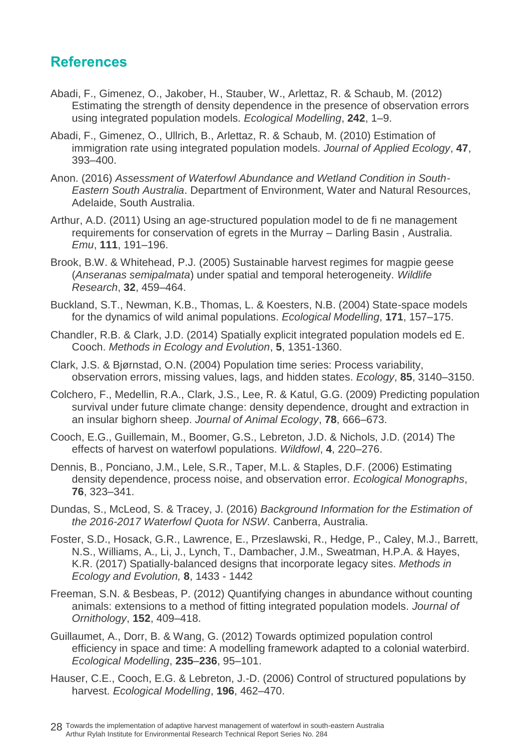## References

Abadi, F., Gimenez, O., Jakober, H., Stauber, W., Arlettaz, R. & Schaub, M. (2012) Estimating the strength of density dependence in the presence of observation errors using integrated population models. *Ecological Modelling*, **242**, 1–9.

Abadi, F., Gimenez, O., Ullrich, B., Arlettaz, R. & Schaub, M. (2010) Estimation of immigration rate using integrated population models. *Journal of Applied Ecology*, **47**, 393–400.

Anon. (2016) *Assessment of Waterfowl Abundance and Wetland Condition in South-Eastern South Australia*. Department of Environment, Water and Natural Resources, Adelaide, South Australia.

Arthur, A.D. (2011) Using an age-structured population model to de fi ne management requirements for conservation of egrets in the Murray – Darling Basin , Australia. *Emu*, **111**, 191–196.

Brook, B.W. & Whitehead, P.J. (2005) Sustainable harvest regimes for magpie geese (*Anseranas semipalmata*) under spatial and temporal heterogeneity. *Wildlife Research*, **32**, 459–464.

Buckland, S.T., Newman, K.B., Thomas, L. & Koesters, N.B. (2004) State-space models for the dynamics of wild animal populations. *Ecological Modelling*, **171**, 157–175.

Chandler, R.B. & Clark, J.D. (2014) Spatially explicit integrated population models ed E. Cooch. *Methods in Ecology and Evolution*, **5**, 1351-1360.

Clark, J.S. & Bjørnstad, O.N. (2004) Population time series: Process variability, observation errors, missing values, lags, and hidden states. *Ecology*, **85**, 3140–3150.

Colchero, F., Medellin, R.A., Clark, J.S., Lee, R. & Katul, G.G. (2009) Predicting population survival under future climate change: density dependence, drought and extraction in an insular bighorn sheep. *Journal of Animal Ecology*, **78**, 666–673.

Cooch, E.G., Guillemain, M., Boomer, G.S., Lebreton, J.D. & Nichols, J.D. (2014) The effects of harvest on waterfowl populations. *Wildfowl*, **4**, 220–276.

Dennis, B., Ponciano, J.M., Lele, S.R., Taper, M.L. & Staples, D.F. (2006) Estimating density dependence, process noise, and observation error. *Ecological Monographs*, **76**, 323–341.

Dundas, S., McLeod, S. & Tracey, J. (2016) *Background Information for the Estimation of the 2016-2017 Waterfowl Quota for NSW*. Canberra, Australia.

Foster, S.D., Hosack, G.R., Lawrence, E., Przeslawski, R., Hedge, P., Caley, M.J., Barrett, N.S., Williams, A., Li, J., Lynch, T., Dambacher, J.M., Sweatman, H.P.A. & Hayes, K.R. (2017) Spatially-balanced designs that incorporate legacy sites. *Methods in Ecology and Evolution,* **8**, 1433 - 1442

Freeman, S.N. & Besbeas, P. (2012) Quantifying changes in abundance without counting animals: extensions to a method of fitting integrated population models. *Journal of Ornithology*, **152**, 409–418.

Guillaumet, A., Dorr, B. & Wang, G. (2012) Towards optimized population control efficiency in space and time: A modelling framework adapted to a colonial waterbird. *Ecological Modelling*, **235**–**236**, 95–101.

Hauser, C.E., Cooch, E.G. & Lebreton, J.-D. (2006) Control of structured populations by harvest. *Ecological Modelling*, **196**, 462–470.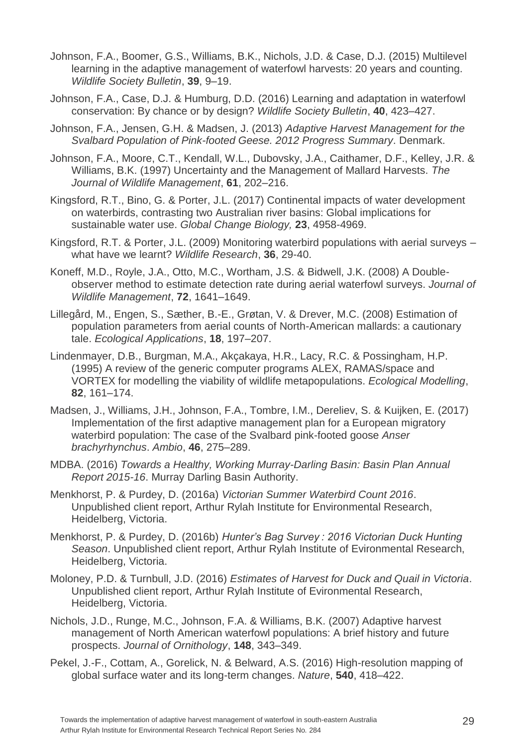Johnson, F.A., Boomer, G.S., Williams, B.K., Nichols, J.D. & Case, D.J. (2015) Multilevel learning in the adaptive management of waterfowl harvests: 20 years and counting. *Wildlife Society Bulletin*, **39**, 9–19.

Johnson, F.A., Case, D.J. & Humburg, D.D. (2016) Learning and adaptation in waterfowl conservation: By chance or by design? *Wildlife Society Bulletin*, **40**, 423–427.

Johnson, F.A., Jensen, G.H. & Madsen, J. (2013) *Adaptive Harvest Management for the Svalbard Population of Pink-footed Geese. 2012 Progress Summary*. Denmark.

Johnson, F.A., Moore, C.T., Kendall, W.L., Dubovsky, J.A., Caithamer, D.F., Kelley, J.R. & Williams, B.K. (1997) Uncertainty and the Management of Mallard Harvests. *The Journal of Wildlife Management*, **61**, 202–216.

Kingsford, R.T., Bino, G. & Porter, J.L. (2017) Continental impacts of water development on waterbirds, contrasting two Australian river basins: Global implications for sustainable water use. *Global Change Biology,* **23**, 4958-4969.

Kingsford, R.T. & Porter, J.L. (2009) Monitoring waterbird populations with aerial surveys – what have we learnt? *Wildlife Research*, **36**, 29-40.

Koneff, M.D., Royle, J.A., Otto, M.C., Wortham, J.S. & Bidwell, J.K. (2008) A Double-observer method to estimate detection rate during aerial waterfowl surveys. *Journal of Wildlife Management*, **72**, 1641–1649.

Lillegård, M., Engen, S., Sæther, B.-E., Grøtan, V. & Drever, M.C. (2008) Estimation of population parameters from aerial counts of North-American mallards: a cautionary tale. *Ecological Applications*, **18**, 197–207.

Lindenmayer, D.B., Burgman, M.A., Akçakaya, H.R., Lacy, R.C. & Possingham, H.P. (1995) A review of the generic computer programs ALEX, RAMAS/space and VORTEX for modelling the viability of wildlife metapopulations. *Ecological Modelling*, **82**, 161–174.

Madsen, J., Williams, J.H., Johnson, F.A., Tombre, I.M., Dereliev, S. & Kuijken, E. (2017) Implementation of the first adaptive management plan for a European migratory waterbird population: The case of the Svalbard pink-footed goose *Anser brachyrhynchus*. *Ambio*, **46**, 275–289.

MDBA. (2016) *Towards a Healthy, Working Murray-Darling Basin: Basin Plan Annual Report 2015-16*. Murray Darling Basin Authority.

Menkhorst, P. & Purdey, D. (2016a) *Victorian Summer Waterbird Count 2016*. Unpublished client report, Arthur Rylah Institute for Environmental Research, Heidelberg, Victoria.

Menkhorst, P. & Purdey, D. (2016b) *Hunter's Bag Survey : 2016 Victorian Duck Hunting Season*. Unpublished client report, Arthur Rylah Institute of Evironmental Research, Heidelberg, Victoria.

Moloney, P.D. & Turnbull, J.D. (2016) *Estimates of Harvest for Duck and Quail in Victoria*. Unpublished client report, Arthur Rylah Institute of Evironmental Research, Heidelberg, Victoria.

Nichols, J.D., Runge, M.C., Johnson, F.A. & Williams, B.K. (2007) Adaptive harvest management of North American waterfowl populations: A brief history and future prospects. *Journal of Ornithology*, **148**, 343–349.

Pekel, J.-F., Cottam, A., Gorelick, N. & Belward, A.S. (2016) High-resolution mapping of global surface water and its long-term changes. *Nature*, **540**, 418–422.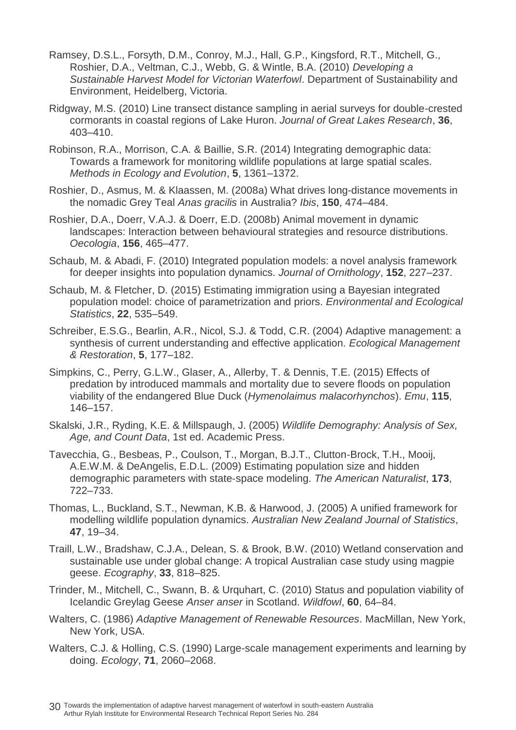Ramsey, D.S.L., Forsyth, D.M., Conroy, M.J., Hall, G.P., Kingsford, R.T., Mitchell, G., Roshier, D.A., Veltman, C.J., Webb, G. & Wintle, B.A. (2010) *Developing a Sustainable Harvest Model for Victorian Waterfowl*. Department of Sustainability and Environment, Heidelberg, Victoria.

Ridgway, M.S. (2010) Line transect distance sampling in aerial surveys for double-crested cormorants in coastal regions of Lake Huron. *Journal of Great Lakes Research*, **36**, 403–410.

Robinson, R.A., Morrison, C.A. & Baillie, S.R. (2014) Integrating demographic data: Towards a framework for monitoring wildlife populations at large spatial scales. *Methods in Ecology and Evolution*, **5**, 1361–1372.

Roshier, D., Asmus, M. & Klaassen, M. (2008a) What drives long-distance movements in the nomadic Grey Teal *Anas gracilis* in Australia? *Ibis*, **150**, 474–484.

Roshier, D.A., Doerr, V.A.J. & Doerr, E.D. (2008b) Animal movement in dynamic landscapes: Interaction between behavioural strategies and resource distributions. *Oecologia*, **156**, 465–477.

Schaub, M. & Abadi, F. (2010) Integrated population models: a novel analysis framework for deeper insights into population dynamics. *Journal of Ornithology*, **152**, 227–237.

Schaub, M. & Fletcher, D. (2015) Estimating immigration using a Bayesian integrated population model: choice of parametrization and priors. *Environmental and Ecological Statistics*, **22**, 535–549.

Schreiber, E.S.G., Bearlin, A.R., Nicol, S.J. & Todd, C.R. (2004) Adaptive management: a synthesis of current understanding and effective application. *Ecological Management & Restoration*, **5**, 177–182.

Simpkins, C., Perry, G.L.W., Glaser, A., Allerby, T. & Dennis, T.E. (2015) Effects of predation by introduced mammals and mortality due to severe floods on population viability of the endangered Blue Duck (*Hymenolaimus malacorhynchos*). *Emu*, **115**, 146–157.

Skalski, J.R., Ryding, K.E. & Millspaugh, J. (2005) *Wildlife Demography: Analysis of Sex, Age, and Count Data*, 1st ed. Academic Press.

Tavecchia, G., Besbeas, P., Coulson, T., Morgan, B.J.T., Clutton-Brock, T.H., Mooij, A.E.W.M. & DeAngelis, E.D.L. (2009) Estimating population size and hidden demographic parameters with state-space modeling. *The American Naturalist*, **173**, 722–733.

Thomas, L., Buckland, S.T., Newman, K.B. & Harwood, J. (2005) A unified framework for modelling wildlife population dynamics. *Australian New Zealand Journal of Statistics*, **47**, 19–34.

Traill, L.W., Bradshaw, C.J.A., Delean, S. & Brook, B.W. (2010) Wetland conservation and sustainable use under global change: A tropical Australian case study using magpie geese. *Ecography*, **33**, 818–825.

Trinder, M., Mitchell, C., Swann, B. & Urquhart, C. (2010) Status and population viability of Icelandic Greylag Geese *Anser anser* in Scotland. *Wildfowl*, **60**, 64–84.

Walters, C. (1986) *Adaptive Management of Renewable Resources*. MacMillan, New York, New York, USA.

Walters, C.J. & Holling, C.S. (1990) Large-scale management experiments and learning by doing. *Ecology*, **71**, 2060–2068.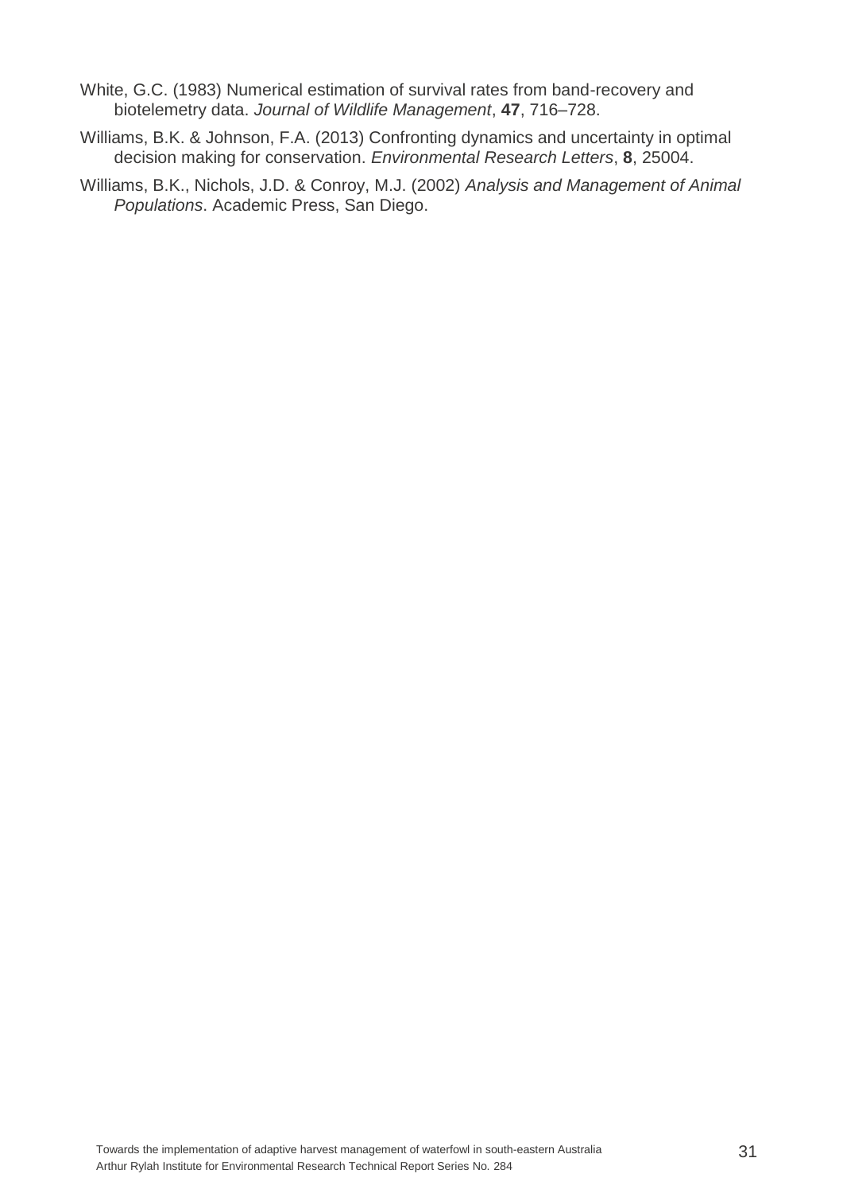White, G.C. (1983) Numerical estimation of survival rates from band-recovery and biotelemetry data. *Journal of Wildlife Management*, **47**, 716–728.

Williams, B.K. & Johnson, F.A. (2013) Confronting dynamics and uncertainty in optimal decision making for conservation. *Environmental Research Letters*, **8**, 25004.

Williams, B.K., Nichols, J.D. & Conroy, M.J. (2002) *Analysis and Management of Animal Populations*. Academic Press, San Diego.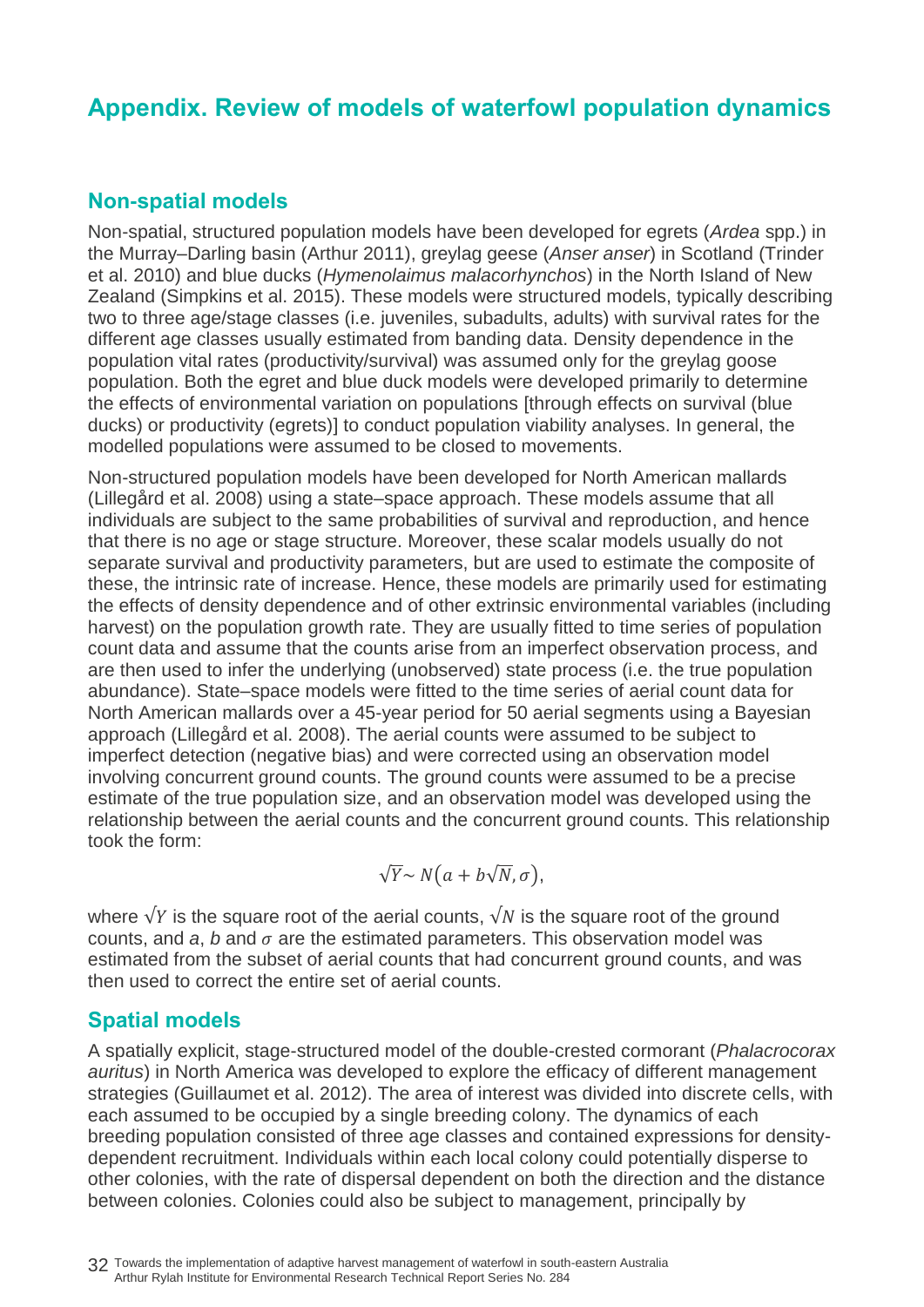# Appendix. Review of models of waterfowl population dynamics

## Non-spatial models

Non-spatial, structured population models have been developed for egrets (*Ardea* spp.) in the Murray–Darling basin (Arthur 2011), greylag geese (*Anser anser*) in Scotland (Trinder et al. 2010) and blue ducks (*Hymenolaimus malacorhynchos*) in the North Island of New Zealand (Simpkins et al. 2015). These models were structured models, typically describing two to three age/stage classes (i.e. juveniles, subadults, adults) with survival rates for the different age classes usually estimated from banding data. Density dependence in the population vital rates (productivity/survival) was assumed only for the greylag goose population. Both the egret and blue duck models were developed primarily to determine the effects of environmental variation on populations [through effects on survival (blue ducks) or productivity (egrets)] to conduct population viability analyses. In general, the modelled populations were assumed to be closed to movements.

Non-structured population models have been developed for North American mallards (Lillegård et al. 2008) using a state–space approach. These models assume that all individuals are subject to the same probabilities of survival and reproduction, and hence that there is no age or stage structure. Moreover, these scalar models usually do not separate survival and productivity parameters, but are used to estimate the composite of these, the intrinsic rate of increase. Hence, these models are primarily used for estimating the effects of density dependence and of other extrinsic environmental variables (including harvest) on the population growth rate. They are usually fitted to time series of population count data and assume that the counts arise from an imperfect observation process, and are then used to infer the underlying (unobserved) state process (i.e. the true population abundance). State–space models were fitted to the time series of aerial count data for North American mallards over a 45-year period for 50 aerial segments using a Bayesian approach (Lillegård et al. 2008). The aerial counts were assumed to be subject to imperfect detection (negative bias) and were corrected using an observation model involving concurrent ground counts. The ground counts were assumed to be a precise estimate of the true population size, and an observation model was developed using the relationship between the aerial counts and the concurrent ground counts. This relationship took the form:

$$\sqrt{Y} \sim N\left(a + b\sqrt{N}, \sigma\right),$$

where $\sqrt{Y}$ is the square root of the aerial counts, $\sqrt{N}$ is the square root of the ground counts, and *a*, *b* and $\sigma$ are the estimated parameters. This observation model was estimated from the subset of aerial counts that had concurrent ground counts, and was then used to correct the entire set of aerial counts.

## Spatial models

A spatially explicit, stage-structured model of the double-crested cormorant (*Phalacrocorax auritus*) in North America was developed to explore the efficacy of different management strategies (Guillaumet et al. 2012). The area of interest was divided into discrete cells, with each assumed to be occupied by a single breeding colony. The dynamics of each breeding population consisted of three age classes and contained expressions for density-dependent recruitment. Individuals within each local colony could potentially disperse to other colonies, with the rate of dispersal dependent on both the direction and the distance between colonies. Colonies could also be subject to management, principally by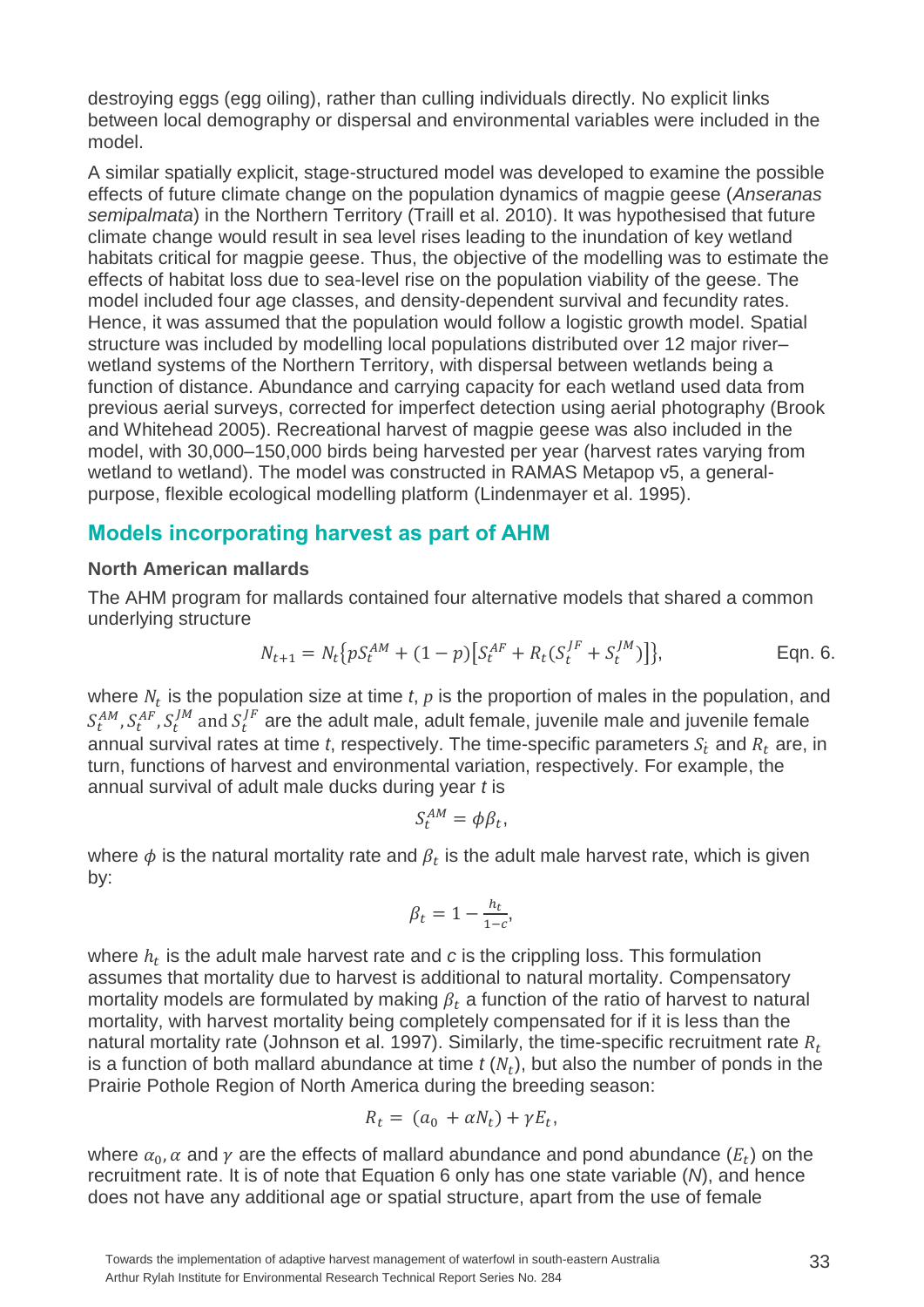destroying eggs (egg oiling), rather than culling individuals directly. No explicit links between local demography or dispersal and environmental variables were included in the model.

A similar spatially explicit, stage-structured model was developed to examine the possible effects of future climate change on the population dynamics of magpie geese (*Anseranas semipalmata*) in the Northern Territory (Traill et al. 2010). It was hypothesised that future climate change would result in sea level rises leading to the inundation of key wetland habitats critical for magpie geese. Thus, the objective of the modelling was to estimate the effects of habitat loss due to sea-level rise on the population viability of the geese. The model included four age classes, and density-dependent survival and fecundity rates. Hence, it was assumed that the population would follow a logistic growth model. Spatial structure was included by modelling local populations distributed over 12 major river–wetland systems of the Northern Territory, with dispersal between wetlands being a function of distance. Abundance and carrying capacity for each wetland used data from previous aerial surveys, corrected for imperfect detection using aerial photography (Brook and Whitehead 2005). Recreational harvest of magpie geese was also included in the model, with 30,000–150,000 birds being harvested per year (harvest rates varying from wetland to wetland). The model was constructed in RAMAS Metapop v5, a general-purpose, flexible ecological modelling platform (Lindenmayer et al. 1995).

## Models incorporating harvest as part of AHM

### North American mallards

The AHM program for mallards contained four alternative models that shared a common underlying structure

$$N_{t+1} = N_t\{pS_t^{AM} + (1-p)[S_t^{AF} + R_t(S_t^{JF} + S_t^{JM})]\}, \qquad \text{Eqn. 6.}$$

where $N_t$ is the population size at time *t*, $p$ is the proportion of males in the population, and $S_t^{AM}, S_t^{AF}, S_t^{JM}$ and $S_t^{JF}$ are the adult male, adult female, juvenile male and juvenile female annual survival rates at time *t*, respectively. The time-specific parameters $S_t$ and $R_t$ are, in turn, functions of harvest and environmental variation, respectively. For example, the annual survival of adult male ducks during year *t* is

$$S_t^{AM} = \phi\beta_t,$$

where $\phi$ is the natural mortality rate and $\beta_t$ is the adult male harvest rate, which is given by:

$$\beta_t = 1 - \frac{h_t}{1-c},$$

where $h_t$ is the adult male harvest rate and *c* is the crippling loss. This formulation assumes that mortality due to harvest is additional to natural mortality. Compensatory mortality models are formulated by making $\beta_t$ a function of the ratio of harvest to natural mortality, with harvest mortality being completely compensated for if it is less than the natural mortality rate (Johnson et al. 1997). Similarly, the time-specific recruitment rate $R_t$ is a function of both mallard abundance at time *t* ($N_t$), but also the number of ponds in the Prairie Pothole Region of North America during the breeding season:

$$R_t = (a_0 + \alpha N_t) + \gamma E_t,$$

where $\alpha_0, \alpha$ and $\gamma$ are the effects of mallard abundance and pond abundance ($E_t$) on the recruitment rate. It is of note that Equation 6 only has one state variable (*N*), and hence does not have any additional age or spatial structure, apart from the use of female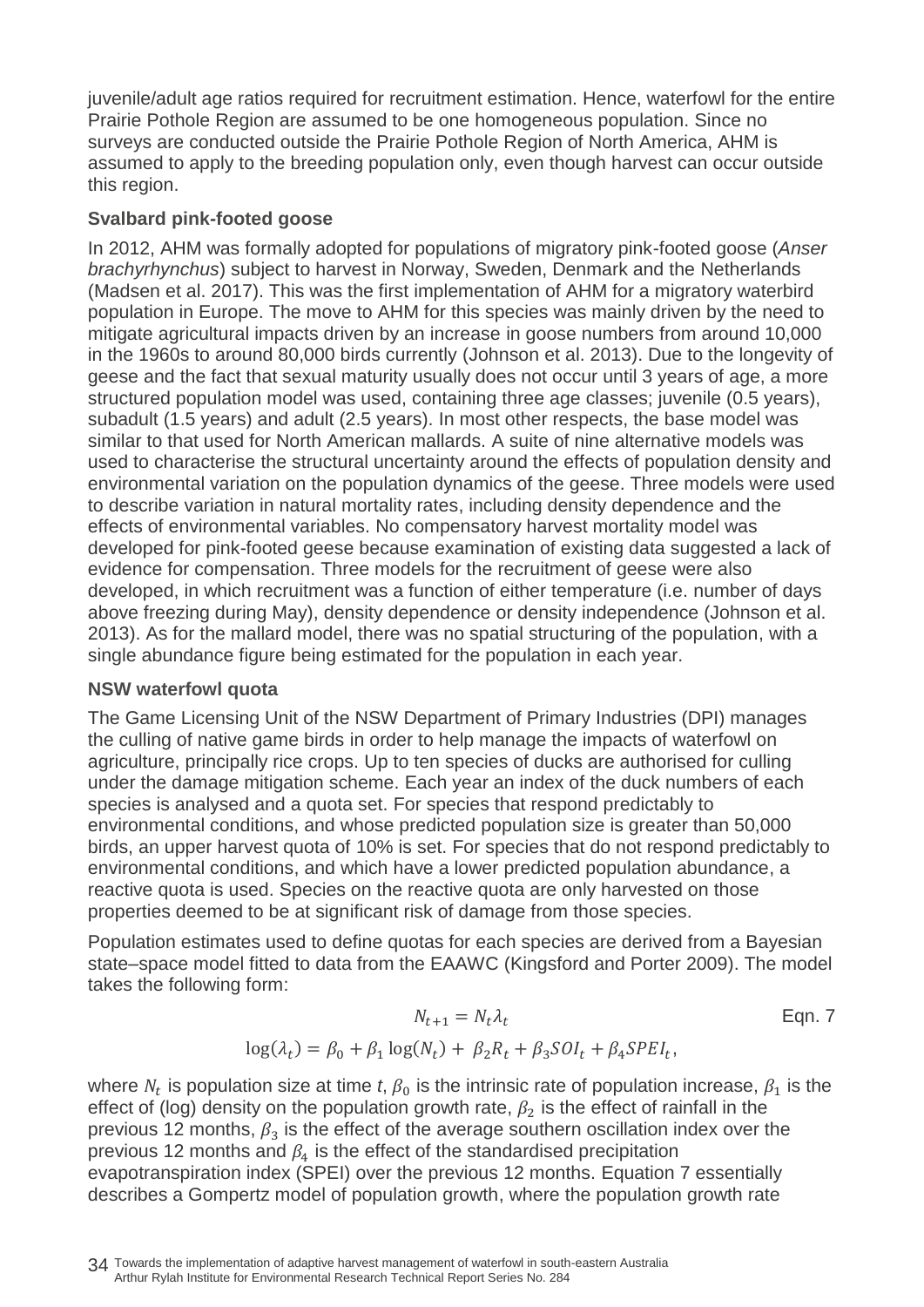juvenile/adult age ratios required for recruitment estimation. Hence, waterfowl for the entire Prairie Pothole Region are assumed to be one homogeneous population. Since no surveys are conducted outside the Prairie Pothole Region of North America, AHM is assumed to apply to the breeding population only, even though harvest can occur outside this region.

### Svalbard pink-footed goose

In 2012, AHM was formally adopted for populations of migratory pink-footed goose (*Anser brachyrhynchus*) subject to harvest in Norway, Sweden, Denmark and the Netherlands (Madsen et al. 2017). This was the first implementation of AHM for a migratory waterbird population in Europe. The move to AHM for this species was mainly driven by the need to mitigate agricultural impacts driven by an increase in goose numbers from around 10,000 in the 1960s to around 80,000 birds currently (Johnson et al. 2013). Due to the longevity of geese and the fact that sexual maturity usually does not occur until 3 years of age, a more structured population model was used, containing three age classes; juvenile (0.5 years), subadult (1.5 years) and adult (2.5 years). In most other respects, the base model was similar to that used for North American mallards. A suite of nine alternative models was used to characterise the structural uncertainty around the effects of population density and environmental variation on the population dynamics of the geese. Three models were used to describe variation in natural mortality rates, including density dependence and the effects of environmental variables. No compensatory harvest mortality model was developed for pink-footed geese because examination of existing data suggested a lack of evidence for compensation. Three models for the recruitment of geese were also developed, in which recruitment was a function of either temperature (i.e. number of days above freezing during May), density dependence or density independence (Johnson et al. 2013). As for the mallard model, there was no spatial structuring of the population, with a single abundance figure being estimated for the population in each year.

### NSW waterfowl quota

The Game Licensing Unit of the NSW Department of Primary Industries (DPI) manages the culling of native game birds in order to help manage the impacts of waterfowl on agriculture, principally rice crops. Up to ten species of ducks are authorised for culling under the damage mitigation scheme. Each year an index of the duck numbers of each species is analysed and a quota set. For species that respond predictably to environmental conditions, and whose predicted population size is greater than 50,000 birds, an upper harvest quota of 10% is set. For species that do not respond predictably to environmental conditions, and which have a lower predicted population abundance, a reactive quota is used. Species on the reactive quota are only harvested on those properties deemed to be at significant risk of damage from those species.

Population estimates used to define quotas for each species are derived from a Bayesian state–space model fitted to data from the EAAWC (Kingsford and Porter 2009). The model takes the following form:

$$N_{t+1} = N_t \lambda_t \qquad \text{Eqn. 7}$$

$$\log(\lambda_t) = \beta_0 + \beta_1 \log(N_t) + \beta_2 R_t + \beta_3 SOI_t + \beta_4 SPEI_t,$$

where $N_t$ is population size at time *t*, $\beta_0$ is the intrinsic rate of population increase, $\beta_1$ is the effect of (log) density on the population growth rate, $\beta_2$ is the effect of rainfall in the previous 12 months, $\beta_3$ is the effect of the average southern oscillation index over the previous 12 months and $\beta_4$ is the effect of the standardised precipitation evapotranspiration index (SPEI) over the previous 12 months. Equation 7 essentially describes a Gompertz model of population growth, where the population growth rate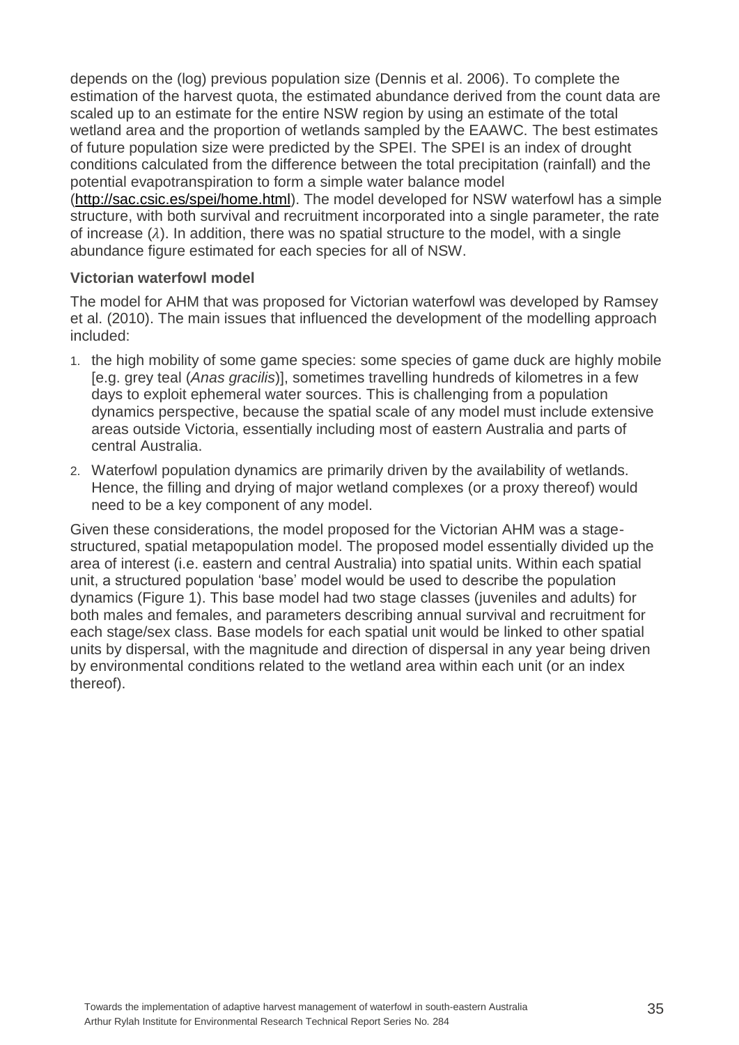depends on the (log) previous population size (Dennis et al. 2006). To complete the estimation of the harvest quota, the estimated abundance derived from the count data are scaled up to an estimate for the entire NSW region by using an estimate of the total wetland area and the proportion of wetlands sampled by the EAAWC. The best estimates of future population size were predicted by the SPEI. The SPEI is an index of drought conditions calculated from the difference between the total precipitation (rainfall) and the potential evapotranspiration to form a simple water balance model (http://sac.csic.es/spei/home.html). The model developed for NSW waterfowl has a simple structure, with both survival and recruitment incorporated into a single parameter, the rate of increase ($\lambda$). In addition, there was no spatial structure to the model, with a single abundance figure estimated for each species for all of NSW.

### Victorian waterfowl model

The model for AHM that was proposed for Victorian waterfowl was developed by Ramsey et al. (2010). The main issues that influenced the development of the modelling approach included:

1. the high mobility of some game species: some species of game duck are highly mobile [e.g. grey teal (*Anas gracilis*)], sometimes travelling hundreds of kilometres in a few days to exploit ephemeral water sources. This is challenging from a population dynamics perspective, because the spatial scale of any model must include extensive areas outside Victoria, essentially including most of eastern Australia and parts of central Australia.
2. Waterfowl population dynamics are primarily driven by the availability of wetlands. Hence, the filling and drying of major wetland complexes (or a proxy thereof) would need to be a key component of any model.

Given these considerations, the model proposed for the Victorian AHM was a stage-structured, spatial metapopulation model. The proposed model essentially divided up the area of interest (i.e. eastern and central Australia) into spatial units. Within each spatial unit, a structured population 'base' model would be used to describe the population dynamics (Figure 1). This base model had two stage classes (juveniles and adults) for both males and females, and parameters describing annual survival and recruitment for each stage/sex class. Base models for each spatial unit would be linked to other spatial units by dispersal, with the magnitude and direction of dispersal in any year being driven by environmental conditions related to the wetland area within each unit (or an index thereof).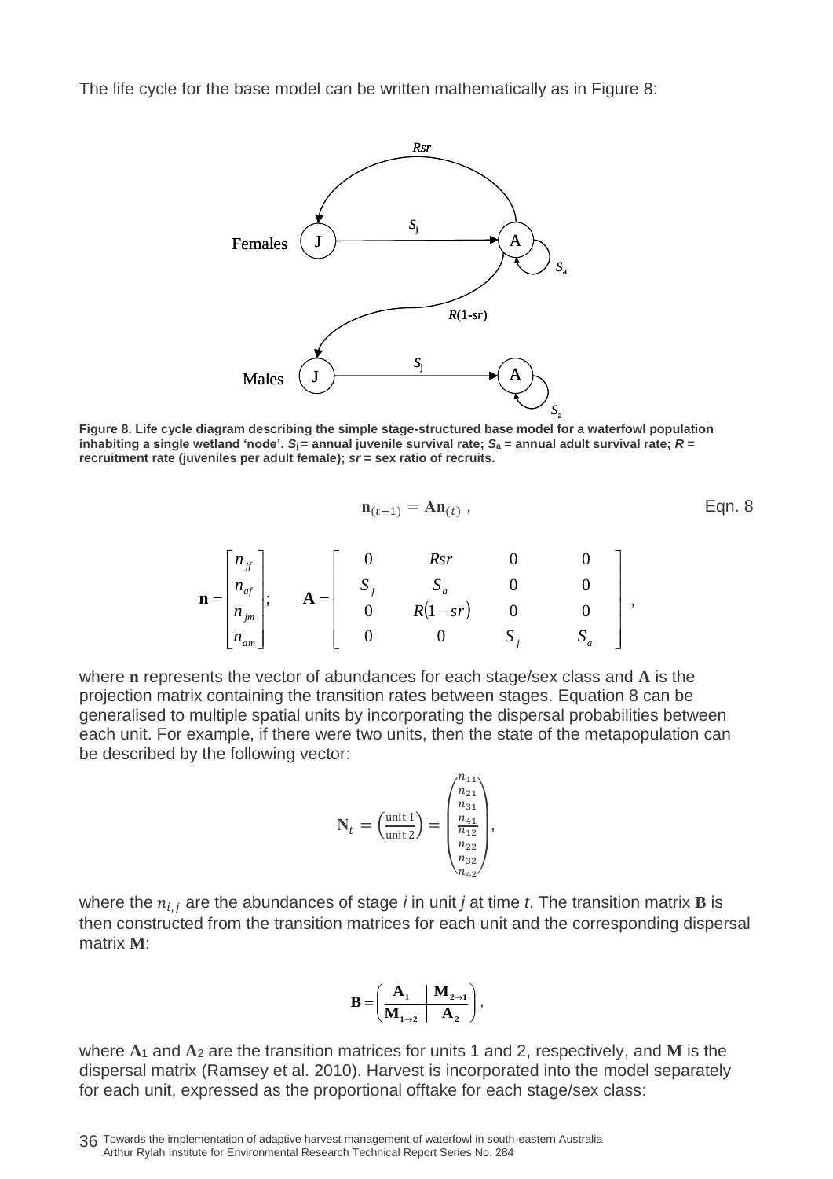The life cycle for the base model can be written mathematically as in Figure 8:

**Figure 8. Life cycle diagram describing the simple stage-structured base model for a waterfowl population inhabiting a single wetland 'node'. $S_j$ = annual juvenile survival rate; $S_a$ = annual adult survival rate; $R$ = recruitment rate (juveniles per adult female); $sr$ = sex ratio of recruits.**

$$\mathbf{n}_{(t+1)} = \mathbf{A}\mathbf{n}_{(t)} \,, \qquad \text{Eqn. 8}$$

$$\mathbf{n} = \begin{bmatrix} n_{jf} \\ n_{af} \\ n_{jm} \\ n_{am} \end{bmatrix}; \quad \mathbf{A} = \begin{bmatrix} 0 & Rsr & 0 & 0 \\ S_j & S_a & 0 & 0 \\ 0 & R(1-sr) & 0 & 0 \\ 0 & 0 & S_j & S_a \end{bmatrix},$$

where $\mathbf{n}$ represents the vector of abundances for each stage/sex class and $\mathbf{A}$ is the projection matrix containing the transition rates between stages. Equation 8 can be generalised to multiple spatial units by incorporating the dispersal probabilities between each unit. For example, if there were two units, then the state of the metapopulation can be described by the following vector:

$$\mathbf{N}_t = \begin{pmatrix} \text{unit 1} \\ \text{unit 2} \end{pmatrix} = \begin{pmatrix} n_{11} \\ n_{21} \\ n_{31} \\ n_{41} \\ \hline n_{12} \\ n_{22} \\ n_{32} \\ n_{42} \end{pmatrix},$$

where the $n_{i,j}$ are the abundances of stage *i* in unit *j* at time *t*. The transition matrix $\mathbf{B}$ is then constructed from the transition matrices for each unit and the corresponding dispersal matrix $\mathbf{M}$:

$$\mathbf{B} = \left( \begin{array}{c|c} \mathbf{A_1} & \mathbf{M_{2\rightarrow1}} \\ \hline \mathbf{M_{1\rightarrow2}} & \mathbf{A_2} \end{array} \right),$$

where $\mathbf{A}_1$ and $\mathbf{A}_2$ are the transition matrices for units 1 and 2, respectively, and $\mathbf{M}$ is the dispersal matrix (Ramsey et al. 2010). Harvest is incorporated into the model separately for each unit, expressed as the proportional offtake for each stage/sex class: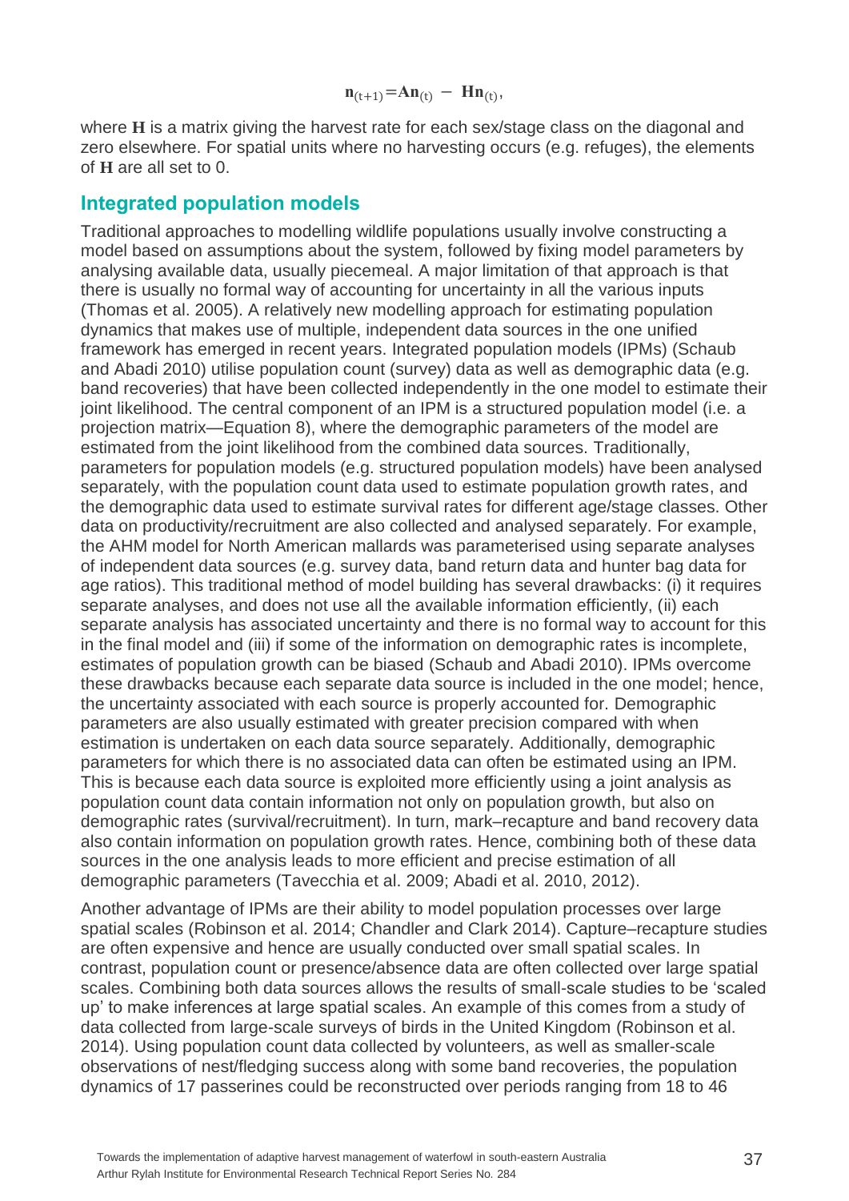$$\mathbf{n}_{(t+1)} = \mathbf{A}\mathbf{n}_{(t)} - \mathbf{H}\mathbf{n}_{(t)},$$

where $\mathbf{H}$ is a matrix giving the harvest rate for each sex/stage class on the diagonal and zero elsewhere. For spatial units where no harvesting occurs (e.g. refuges), the elements of $\mathbf{H}$ are all set to 0.

## Integrated population models

Traditional approaches to modelling wildlife populations usually involve constructing a model based on assumptions about the system, followed by fixing model parameters by analysing available data, usually piecemeal. A major limitation of that approach is that there is usually no formal way of accounting for uncertainty in all the various inputs (Thomas et al. 2005). A relatively new modelling approach for estimating population dynamics that makes use of multiple, independent data sources in the one unified framework has emerged in recent years. Integrated population models (IPMs) (Schaub and Abadi 2010) utilise population count (survey) data as well as demographic data (e.g. band recoveries) that have been collected independently in the one model to estimate their joint likelihood. The central component of an IPM is a structured population model (i.e. a projection matrix—Equation 8), where the demographic parameters of the model are estimated from the joint likelihood from the combined data sources. Traditionally, parameters for population models (e.g. structured population models) have been analysed separately, with the population count data used to estimate population growth rates, and the demographic data used to estimate survival rates for different age/stage classes. Other data on productivity/recruitment are also collected and analysed separately. For example, the AHM model for North American mallards was parameterised using separate analyses of independent data sources (e.g. survey data, band return data and hunter bag data for age ratios). This traditional method of model building has several drawbacks: (i) it requires separate analyses, and does not use all the available information efficiently, (ii) each separate analysis has associated uncertainty and there is no formal way to account for this in the final model and (iii) if some of the information on demographic rates is incomplete, estimates of population growth can be biased (Schaub and Abadi 2010). IPMs overcome these drawbacks because each separate data source is included in the one model; hence, the uncertainty associated with each source is properly accounted for. Demographic parameters are also usually estimated with greater precision compared with when estimation is undertaken on each data source separately. Additionally, demographic parameters for which there is no associated data can often be estimated using an IPM. This is because each data source is exploited more efficiently using a joint analysis as population count data contain information not only on population growth, but also on demographic rates (survival/recruitment). In turn, mark–recapture and band recovery data also contain information on population growth rates. Hence, combining both of these data sources in the one analysis leads to more efficient and precise estimation of all demographic parameters (Tavecchia et al. 2009; Abadi et al. 2010, 2012).

Another advantage of IPMs are their ability to model population processes over large spatial scales (Robinson et al. 2014; Chandler and Clark 2014). Capture–recapture studies are often expensive and hence are usually conducted over small spatial scales. In contrast, population count or presence/absence data are often collected over large spatial scales. Combining both data sources allows the results of small-scale studies to be 'scaled up' to make inferences at large spatial scales. An example of this comes from a study of data collected from large-scale surveys of birds in the United Kingdom (Robinson et al. 2014). Using population count data collected by volunteers, as well as smaller-scale observations of nest/fledging success along with some band recoveries, the population dynamics of 17 passerines could be reconstructed over periods ranging from 18 to 46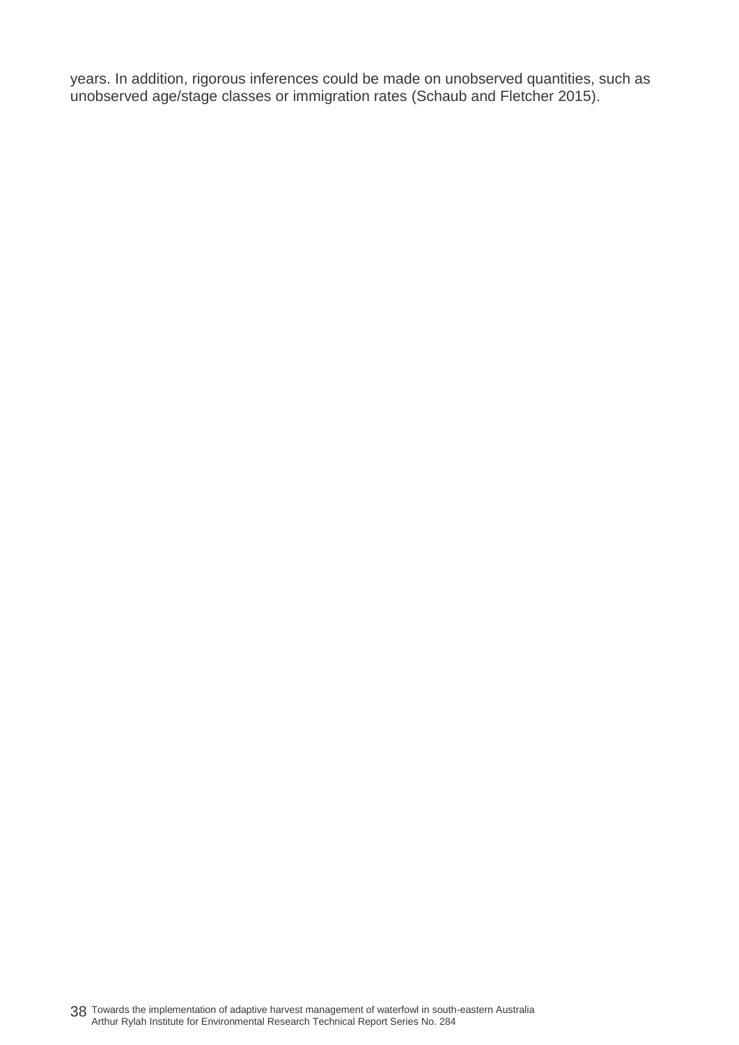years. In addition, rigorous inferences could be made on unobserved quantities, such as unobserved age/stage classes or immigration rates (Schaub and Fletcher 2015).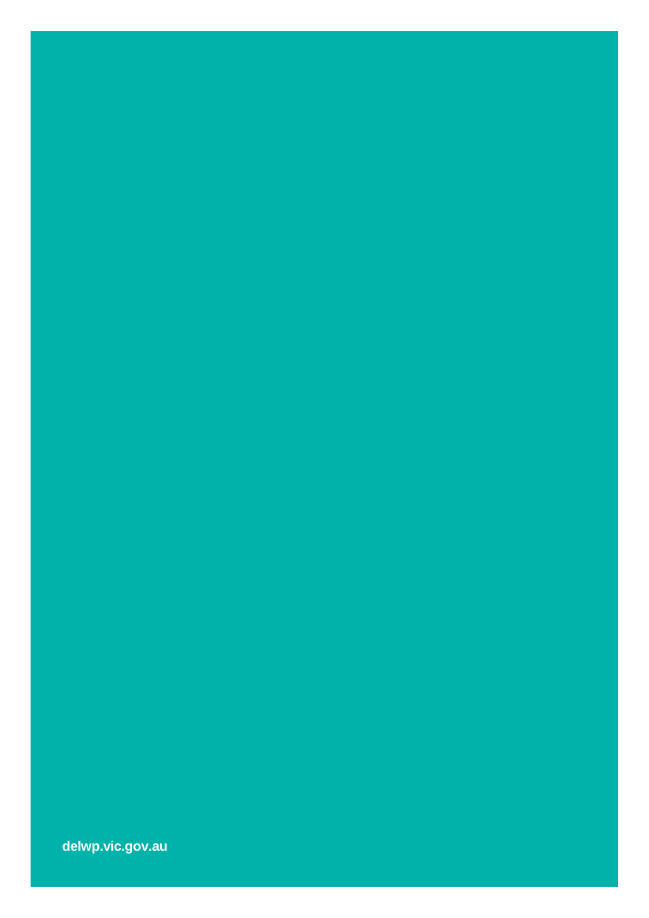**delwp.vic.gov.au**